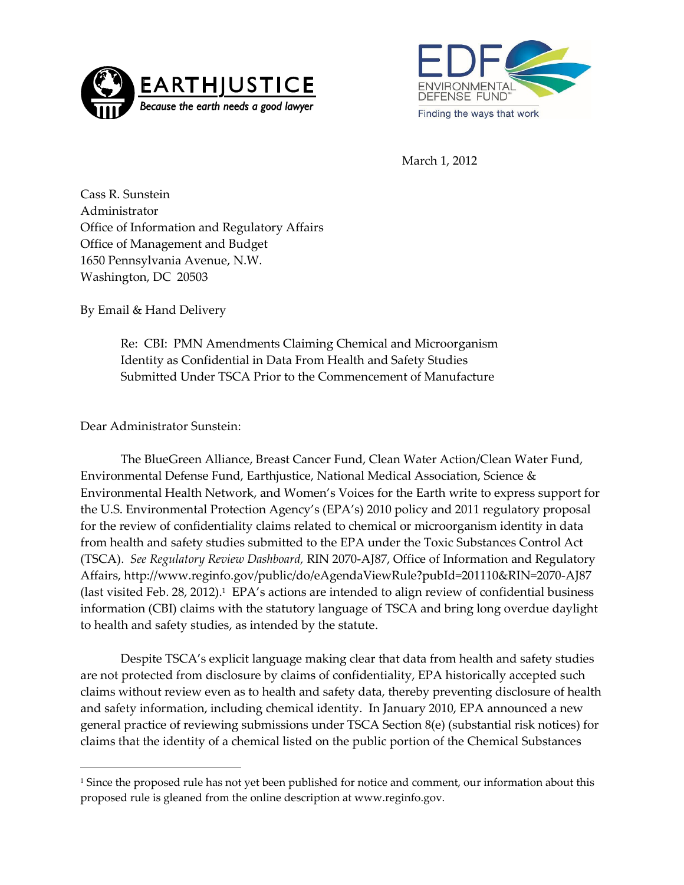March 1, 2012

Cass R. Sunstein
Administrator
Office of Information and Regulatory Affairs
Office of Management and Budget
1650 Pennsylvania Avenue, N.W.
Washington, DC 20503

By Email & Hand Delivery

Re: CBI: PMN Amendments Claiming Chemical and Microorganism Identity as Confidential in Data From Health and Safety Studies Submitted Under TSCA Prior to the Commencement of Manufacture

Dear Administrator Sunstein:

The BlueGreen Alliance, Breast Cancer Fund, Clean Water Action/Clean Water Fund, Environmental Defense Fund, Earthjustice, National Medical Association, Science & Environmental Health Network, and Women's Voices for the Earth write to express support for the U.S. Environmental Protection Agency's (EPA's) 2010 policy and 2011 regulatory proposal for the review of confidentiality claims related to chemical or microorganism identity in data from health and safety studies submitted to the EPA under the Toxic Substances Control Act (TSCA). *See Regulatory Review Dashboard,* RIN 2070-AJ87, Office of Information and Regulatory Affairs, http://www.reginfo.gov/public/do/eAgendaViewRule?pubId=201110&RIN=2070-AJ87 (last visited Feb. 28, 2012).[1] EPA's actions are intended to align review of confidential business information (CBI) claims with the statutory language of TSCA and bring long overdue daylight to health and safety studies, as intended by the statute.

Despite TSCA's explicit language making clear that data from health and safety studies are not protected from disclosure by claims of confidentiality, EPA historically accepted such claims without review even as to health and safety data, thereby preventing disclosure of health and safety information, including chemical identity. In January 2010, EPA announced a new general practice of reviewing submissions under TSCA Section 8(e) (substantial risk notices) for claims that the identity of a chemical listed on the public portion of the Chemical Substances

[1] Since the proposed rule has not yet been published for notice and comment, our information about this proposed rule is gleaned from the online description at www.reginfo.gov.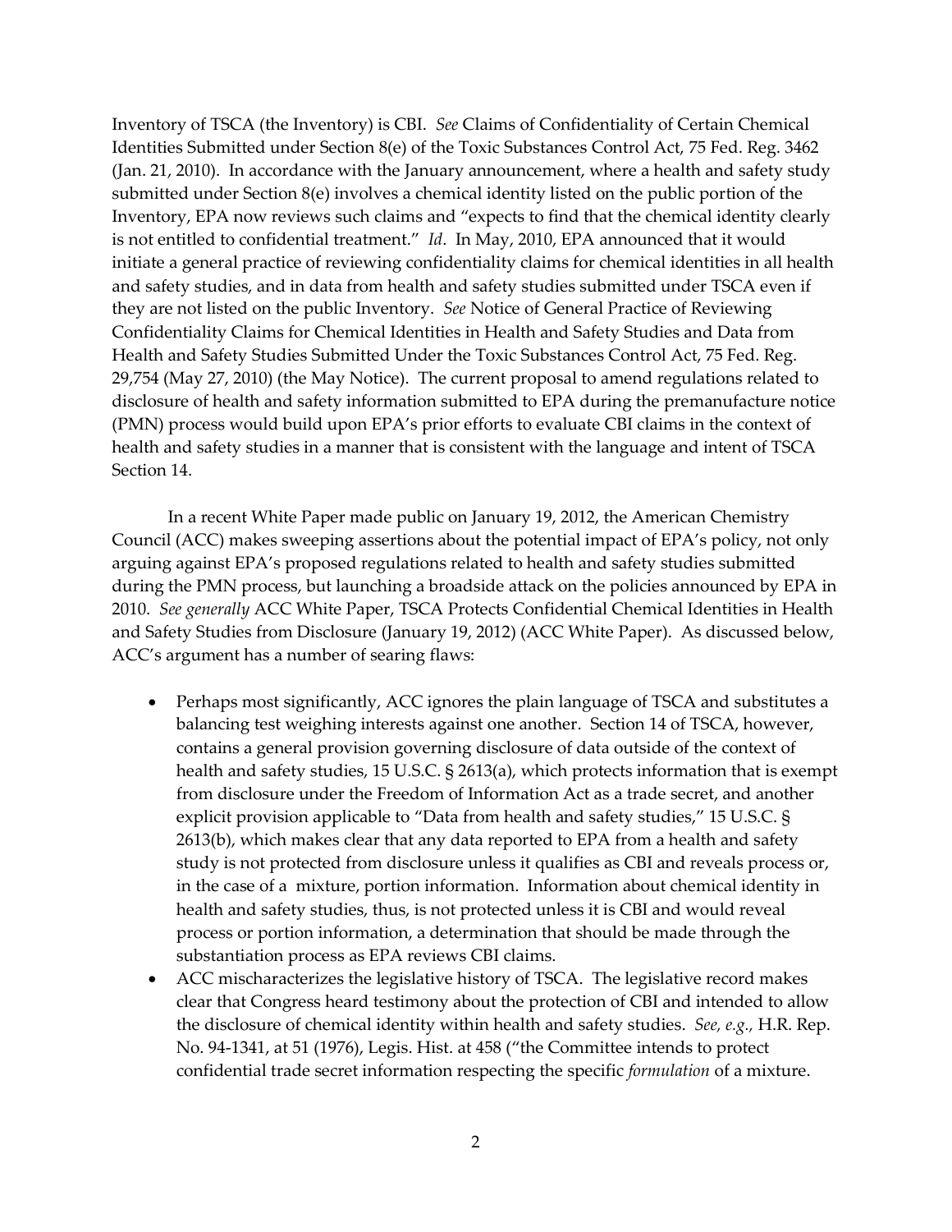Inventory of TSCA (the Inventory) is CBI. *See* Claims of Confidentiality of Certain Chemical Identities Submitted under Section 8(e) of the Toxic Substances Control Act, 75 Fed. Reg. 3462 (Jan. 21, 2010). In accordance with the January announcement, where a health and safety study submitted under Section 8(e) involves a chemical identity listed on the public portion of the Inventory, EPA now reviews such claims and "expects to find that the chemical identity clearly is not entitled to confidential treatment." *Id*. In May, 2010, EPA announced that it would initiate a general practice of reviewing confidentiality claims for chemical identities in all health and safety studies, and in data from health and safety studies submitted under TSCA even if they are not listed on the public Inventory. *See* Notice of General Practice of Reviewing Confidentiality Claims for Chemical Identities in Health and Safety Studies and Data from Health and Safety Studies Submitted Under the Toxic Substances Control Act, 75 Fed. Reg. 29,754 (May 27, 2010) (the May Notice). The current proposal to amend regulations related to disclosure of health and safety information submitted to EPA during the premanufacture notice (PMN) process would build upon EPA's prior efforts to evaluate CBI claims in the context of health and safety studies in a manner that is consistent with the language and intent of TSCA Section 14.

In a recent White Paper made public on January 19, 2012, the American Chemistry Council (ACC) makes sweeping assertions about the potential impact of EPA's policy, not only arguing against EPA's proposed regulations related to health and safety studies submitted during the PMN process, but launching a broadside attack on the policies announced by EPA in 2010. *See generally* ACC White Paper, TSCA Protects Confidential Chemical Identities in Health and Safety Studies from Disclosure (January 19, 2012) (ACC White Paper). As discussed below, ACC's argument has a number of searing flaws:

- Perhaps most significantly, ACC ignores the plain language of TSCA and substitutes a balancing test weighing interests against one another. Section 14 of TSCA, however, contains a general provision governing disclosure of data outside of the context of health and safety studies, 15 U.S.C. § 2613(a), which protects information that is exempt from disclosure under the Freedom of Information Act as a trade secret, and another explicit provision applicable to "Data from health and safety studies," 15 U.S.C. § 2613(b), which makes clear that any data reported to EPA from a health and safety study is not protected from disclosure unless it qualifies as CBI and reveals process or, in the case of a mixture, portion information. Information about chemical identity in health and safety studies, thus, is not protected unless it is CBI and would reveal process or portion information, a determination that should be made through the substantiation process as EPA reviews CBI claims.
- ACC mischaracterizes the legislative history of TSCA. The legislative record makes clear that Congress heard testimony about the protection of CBI and intended to allow the disclosure of chemical identity within health and safety studies. *See, e.g.,* H.R. Rep. No. 94-1341, at 51 (1976), Legis. Hist. at 458 ("the Committee intends to protect confidential trade secret information respecting the specific *formulation* of a mixture.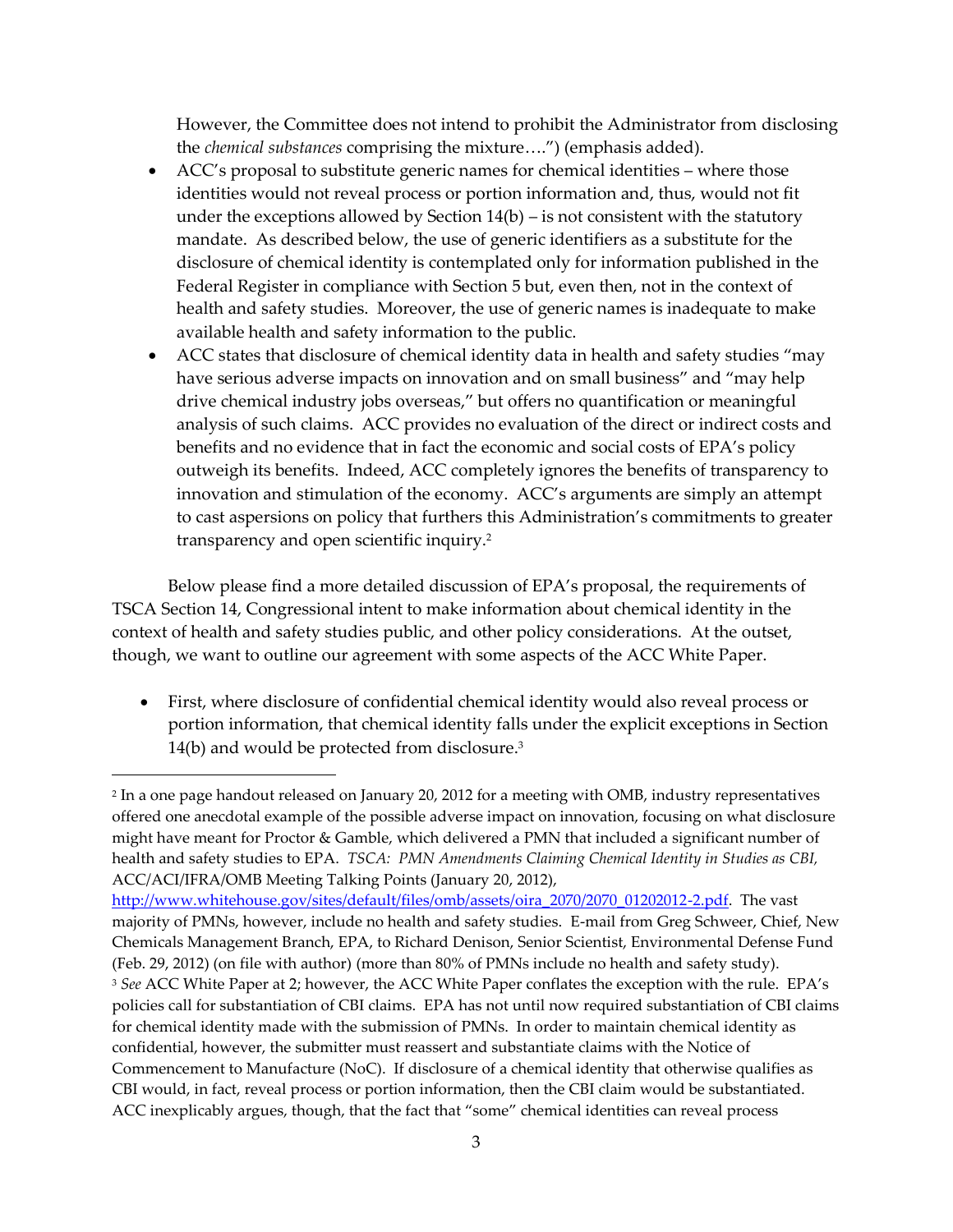However, the Committee does not intend to prohibit the Administrator from disclosing the *chemical substances* comprising the mixture….") (emphasis added).

- ACC's proposal to substitute generic names for chemical identities – where those identities would not reveal process or portion information and, thus, would not fit under the exceptions allowed by Section 14(b) – is not consistent with the statutory mandate. As described below, the use of generic identifiers as a substitute for the disclosure of chemical identity is contemplated only for information published in the Federal Register in compliance with Section 5 but, even then, not in the context of health and safety studies. Moreover, the use of generic names is inadequate to make available health and safety information to the public.
- ACC states that disclosure of chemical identity data in health and safety studies "may have serious adverse impacts on innovation and on small business" and "may help drive chemical industry jobs overseas," but offers no quantification or meaningful analysis of such claims. ACC provides no evaluation of the direct or indirect costs and benefits and no evidence that in fact the economic and social costs of EPA's policy outweigh its benefits. Indeed, ACC completely ignores the benefits of transparency to innovation and stimulation of the economy. ACC's arguments are simply an attempt to cast aspersions on policy that furthers this Administration's commitments to greater transparency and open scientific inquiry.[2]

Below please find a more detailed discussion of EPA's proposal, the requirements of TSCA Section 14, Congressional intent to make information about chemical identity in the context of health and safety studies public, and other policy considerations. At the outset, though, we want to outline our agreement with some aspects of the ACC White Paper.

- First, where disclosure of confidential chemical identity would also reveal process or portion information, that chemical identity falls under the explicit exceptions in Section 14(b) and would be protected from disclosure.[3]

---

[2] In a one page handout released on January 20, 2012 for a meeting with OMB, industry representatives offered one anecdotal example of the possible adverse impact on innovation, focusing on what disclosure might have meant for Proctor & Gamble, which delivered a PMN that included a significant number of health and safety studies to EPA. *TSCA: PMN Amendments Claiming Chemical Identity in Studies as CBI*, ACC/ACI/IFRA/OMB Meeting Talking Points (January 20, 2012), http://www.whitehouse.gov/sites/default/files/omb/assets/oira_2070/2070_01202012-2.pdf. The vast majority of PMNs, however, include no health and safety studies. E-mail from Greg Schweer, Chief, New Chemicals Management Branch, EPA, to Richard Denison, Senior Scientist, Environmental Defense Fund (Feb. 29, 2012) (on file with author) (more than 80% of PMNs include no health and safety study).

[3] *See* ACC White Paper at 2; however, the ACC White Paper conflates the exception with the rule. EPA's policies call for substantiation of CBI claims. EPA has not until now required substantiation of CBI claims for chemical identity made with the submission of PMNs. In order to maintain chemical identity as confidential, however, the submitter must reassert and substantiate claims with the Notice of Commencement to Manufacture (NoC). If disclosure of a chemical identity that otherwise qualifies as CBI would, in fact, reveal process or portion information, then the CBI claim would be substantiated. ACC inexplicably argues, though, that the fact that "some" chemical identities can reveal process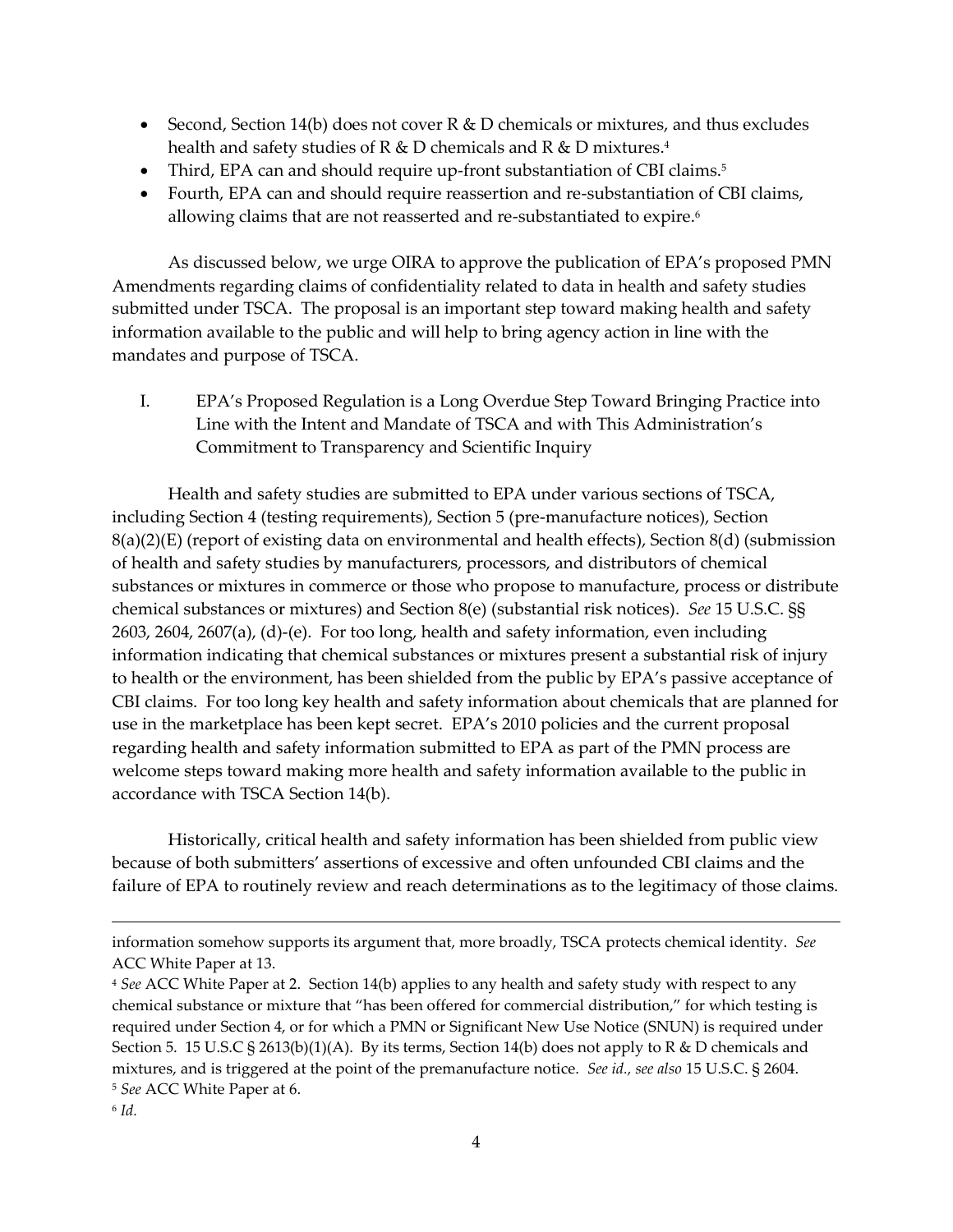- Second, Section 14(b) does not cover R & D chemicals or mixtures, and thus excludes health and safety studies of R & D chemicals and R & D mixtures.[4]
- Third, EPA can and should require up-front substantiation of CBI claims.[5]
- Fourth, EPA can and should require reassertion and re-substantiation of CBI claims, allowing claims that are not reasserted and re-substantiated to expire.[6]

As discussed below, we urge OIRA to approve the publication of EPA's proposed PMN Amendments regarding claims of confidentiality related to data in health and safety studies submitted under TSCA. The proposal is an important step toward making health and safety information available to the public and will help to bring agency action in line with the mandates and purpose of TSCA.

## I. EPA's Proposed Regulation is a Long Overdue Step Toward Bringing Practice into Line with the Intent and Mandate of TSCA and with This Administration's Commitment to Transparency and Scientific Inquiry

Health and safety studies are submitted to EPA under various sections of TSCA, including Section 4 (testing requirements), Section 5 (pre-manufacture notices), Section 8(a)(2)(E) (report of existing data on environmental and health effects), Section 8(d) (submission of health and safety studies by manufacturers, processors, and distributors of chemical substances or mixtures in commerce or those who propose to manufacture, process or distribute chemical substances or mixtures) and Section 8(e) (substantial risk notices). *See* 15 U.S.C. §§ 2603, 2604, 2607(a), (d)-(e). For too long, health and safety information, even including information indicating that chemical substances or mixtures present a substantial risk of injury to health or the environment, has been shielded from the public by EPA's passive acceptance of CBI claims. For too long key health and safety information about chemicals that are planned for use in the marketplace has been kept secret. EPA's 2010 policies and the current proposal regarding health and safety information submitted to EPA as part of the PMN process are welcome steps toward making more health and safety information available to the public in accordance with TSCA Section 14(b).

Historically, critical health and safety information has been shielded from public view because of both submitters' assertions of excessive and often unfounded CBI claims and the failure of EPA to routinely review and reach determinations as to the legitimacy of those claims.

---

information somehow supports its argument that, more broadly, TSCA protects chemical identity. *See* ACC White Paper at 13.

[4] *See* ACC White Paper at 2. Section 14(b) applies to any health and safety study with respect to any chemical substance or mixture that "has been offered for commercial distribution," for which testing is required under Section 4, or for which a PMN or Significant New Use Notice (SNUN) is required under Section 5. 15 U.S.C § 2613(b)(1)(A). By its terms, Section 14(b) does not apply to R & D chemicals and mixtures, and is triggered at the point of the premanufacture notice. *See id.*, *see also* 15 U.S.C. § 2604.

[5] *See* ACC White Paper at 6.

[6] *Id.*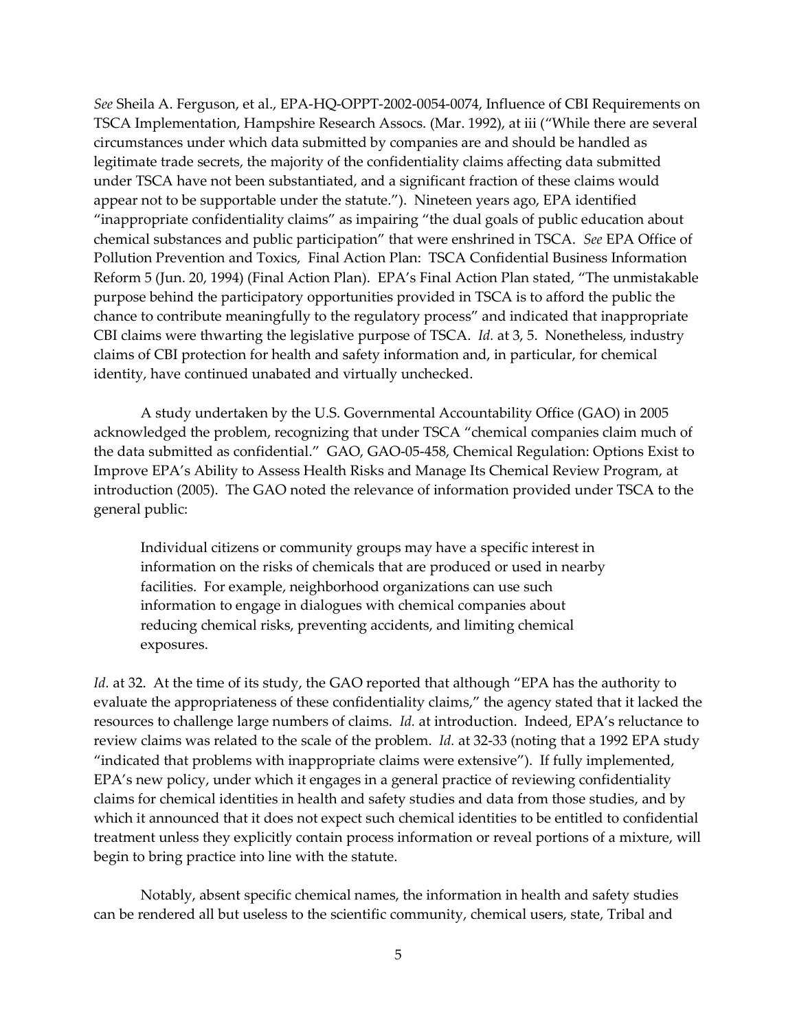*See* Sheila A. Ferguson, et al., EPA-HQ-OPPT-2002-0054-0074, Influence of CBI Requirements on TSCA Implementation, Hampshire Research Assocs. (Mar. 1992), at iii ("While there are several circumstances under which data submitted by companies are and should be handled as legitimate trade secrets, the majority of the confidentiality claims affecting data submitted under TSCA have not been substantiated, and a significant fraction of these claims would appear not to be supportable under the statute."). Nineteen years ago, EPA identified "inappropriate confidentiality claims" as impairing "the dual goals of public education about chemical substances and public participation" that were enshrined in TSCA. *See* EPA Office of Pollution Prevention and Toxics, Final Action Plan: TSCA Confidential Business Information Reform 5 (Jun. 20, 1994) (Final Action Plan). EPA's Final Action Plan stated, "The unmistakable purpose behind the participatory opportunities provided in TSCA is to afford the public the chance to contribute meaningfully to the regulatory process" and indicated that inappropriate CBI claims were thwarting the legislative purpose of TSCA. *Id.* at 3, 5. Nonetheless, industry claims of CBI protection for health and safety information and, in particular, for chemical identity, have continued unabated and virtually unchecked.

A study undertaken by the U.S. Governmental Accountability Office (GAO) in 2005 acknowledged the problem, recognizing that under TSCA "chemical companies claim much of the data submitted as confidential." GAO, GAO-05-458, Chemical Regulation: Options Exist to Improve EPA's Ability to Assess Health Risks and Manage Its Chemical Review Program, at introduction (2005). The GAO noted the relevance of information provided under TSCA to the general public:

> Individual citizens or community groups may have a specific interest in information on the risks of chemicals that are produced or used in nearby facilities. For example, neighborhood organizations can use such information to engage in dialogues with chemical companies about reducing chemical risks, preventing accidents, and limiting chemical exposures.

*Id.* at 32. At the time of its study, the GAO reported that although "EPA has the authority to evaluate the appropriateness of these confidentiality claims," the agency stated that it lacked the resources to challenge large numbers of claims. *Id.* at introduction. Indeed, EPA's reluctance to review claims was related to the scale of the problem. *Id.* at 32-33 (noting that a 1992 EPA study "indicated that problems with inappropriate claims were extensive"). If fully implemented, EPA's new policy, under which it engages in a general practice of reviewing confidentiality claims for chemical identities in health and safety studies and data from those studies, and by which it announced that it does not expect such chemical identities to be entitled to confidential treatment unless they explicitly contain process information or reveal portions of a mixture, will begin to bring practice into line with the statute.

Notably, absent specific chemical names, the information in health and safety studies can be rendered all but useless to the scientific community, chemical users, state, Tribal and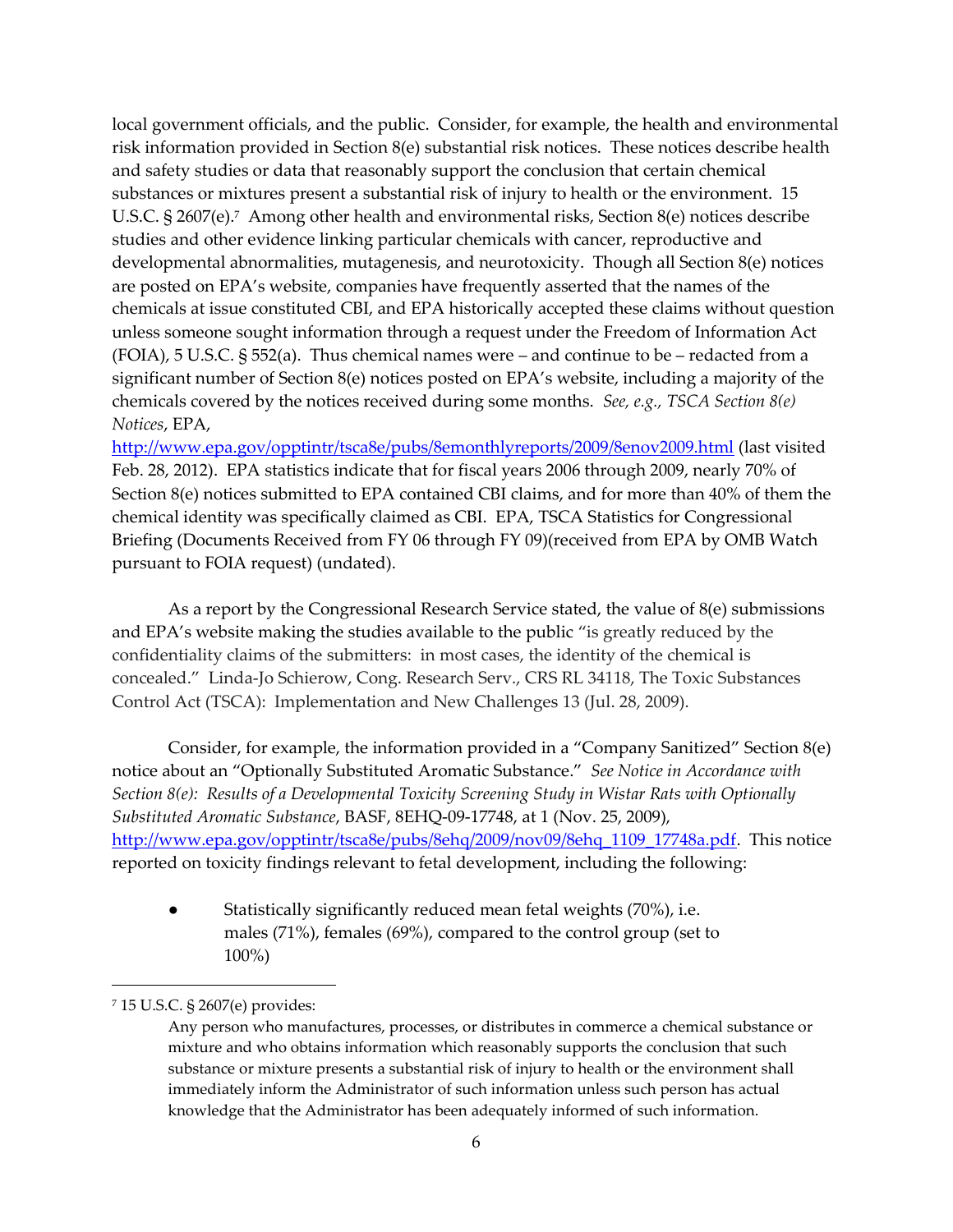local government officials, and the public. Consider, for example, the health and environmental risk information provided in Section 8(e) substantial risk notices. These notices describe health and safety studies or data that reasonably support the conclusion that certain chemical substances or mixtures present a substantial risk of injury to health or the environment. 15 U.S.C. § 2607(e).[7] Among other health and environmental risks, Section 8(e) notices describe studies and other evidence linking particular chemicals with cancer, reproductive and developmental abnormalities, mutagenesis, and neurotoxicity. Though all Section 8(e) notices are posted on EPA's website, companies have frequently asserted that the names of the chemicals at issue constituted CBI, and EPA historically accepted these claims without question unless someone sought information through a request under the Freedom of Information Act (FOIA), 5 U.S.C. § 552(a). Thus chemical names were – and continue to be – redacted from a significant number of Section 8(e) notices posted on EPA's website, including a majority of the chemicals covered by the notices received during some months. *See, e.g.*, *TSCA Section 8(e) Notices*, EPA, http://www.epa.gov/opptintr/tsca8e/pubs/8emonthlyreports/2009/8enov2009.html (last visited Feb. 28, 2012). EPA statistics indicate that for fiscal years 2006 through 2009, nearly 70% of Section 8(e) notices submitted to EPA contained CBI claims, and for more than 40% of them the chemical identity was specifically claimed as CBI. EPA, TSCA Statistics for Congressional Briefing (Documents Received from FY 06 through FY 09)(received from EPA by OMB Watch pursuant to FOIA request) (undated).

As a report by the Congressional Research Service stated, the value of 8(e) submissions and EPA's website making the studies available to the public "is greatly reduced by the confidentiality claims of the submitters: in most cases, the identity of the chemical is concealed." Linda-Jo Schierow, Cong. Research Serv., CRS RL 34118, The Toxic Substances Control Act (TSCA): Implementation and New Challenges 13 (Jul. 28, 2009).

Consider, for example, the information provided in a "Company Sanitized" Section 8(e) notice about an "Optionally Substituted Aromatic Substance." *See Notice in Accordance with Section 8(e): Results of a Developmental Toxicity Screening Study in Wistar Rats with Optionally Substituted Aromatic Substance*, BASF, 8EHQ-09-17748, at 1 (Nov. 25, 2009), http://www.epa.gov/opptintr/tsca8e/pubs/8ehq/2009/nov09/8ehq_1109_17748a.pdf. This notice reported on toxicity findings relevant to fetal development, including the following:

- Statistically significantly reduced mean fetal weights (70%), i.e. males (71%), females (69%), compared to the control group (set to 100%)

---

[7] 15 U.S.C. § 2607(e) provides:

> Any person who manufactures, processes, or distributes in commerce a chemical substance or mixture and who obtains information which reasonably supports the conclusion that such substance or mixture presents a substantial risk of injury to health or the environment shall immediately inform the Administrator of such information unless such person has actual knowledge that the Administrator has been adequately informed of such information.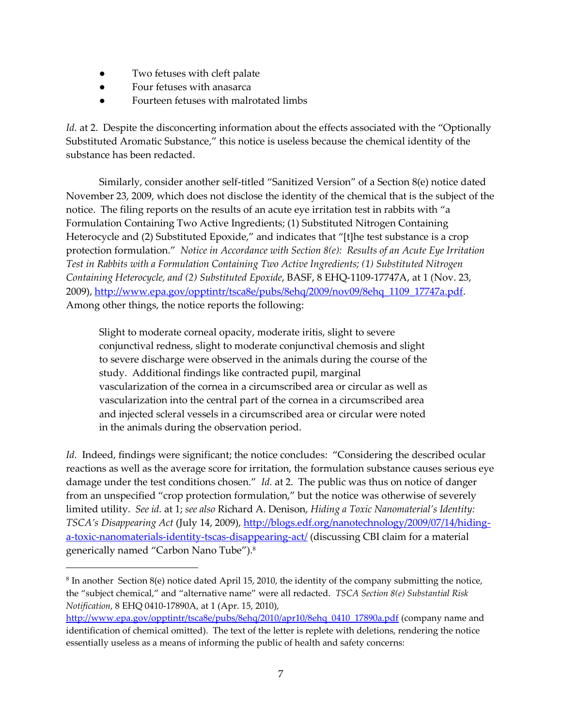- Two fetuses with cleft palate
- Four fetuses with anasarca
- Fourteen fetuses with malrotated limbs

*Id.* at 2. Despite the disconcerting information about the effects associated with the "Optionally Substituted Aromatic Substance," this notice is useless because the chemical identity of the substance has been redacted.

Similarly, consider another self-titled "Sanitized Version" of a Section 8(e) notice dated November 23, 2009, which does not disclose the identity of the chemical that is the subject of the notice. The filing reports on the results of an acute eye irritation test in rabbits with "a Formulation Containing Two Active Ingredients; (1) Substituted Nitrogen Containing Heterocycle and (2) Substituted Epoxide," and indicates that "[t]he test substance is a crop protection formulation." *Notice in Accordance with Section 8(e): Results of an Acute Eye Irritation Test in Rabbits with a Formulation Containing Two Active Ingredients; (1) Substituted Nitrogen Containing Heterocycle, and (2) Substituted Epoxide*, BASF, 8 EHQ-1109-17747A, at 1 (Nov. 23, 2009), http://www.epa.gov/opptintr/tsca8e/pubs/8ehq/2009/nov09/8ehq_1109_17747a.pdf. Among other things, the notice reports the following:

> Slight to moderate corneal opacity, moderate iritis, slight to severe conjunctival redness, slight to moderate conjunctival chemosis and slight to severe discharge were observed in the animals during the course of the study. Additional findings like contracted pupil, marginal vascularization of the cornea in a circumscribed area or circular as well as vascularization into the central part of the cornea in a circumscribed area and injected scleral vessels in a circumscribed area or circular were noted in the animals during the observation period.

*Id.* Indeed, findings were significant; the notice concludes: "Considering the described ocular reactions as well as the average score for irritation, the formulation substance causes serious eye damage under the test conditions chosen." *Id.* at 2. The public was thus on notice of danger from an unspecified "crop protection formulation," but the notice was otherwise of severely limited utility. *See id.* at 1; *see also* Richard A. Denison, *Hiding a Toxic Nanomaterial's Identity: TSCA's Disappearing Act* (July 14, 2009), http://blogs.edf.org/nanotechnology/2009/07/14/hiding-a-toxic-nanomaterials-identity-tscas-disappearing-act/ (discussing CBI claim for a material generically named "Carbon Nano Tube").[8]

---

[8] In another Section 8(e) notice dated April 15, 2010, the identity of the company submitting the notice, the "subject chemical," and "alternative name" were all redacted. *TSCA Section 8(e) Substantial Risk Notification*, 8 EHQ 0410-17890A, at 1 (Apr. 15, 2010), http://www.epa.gov/opptintr/tsca8e/pubs/8ehq/2010/apr10/8ehq_0410_17890a.pdf (company name and identification of chemical omitted). The text of the letter is replete with deletions, rendering the notice essentially useless as a means of informing the public of health and safety concerns: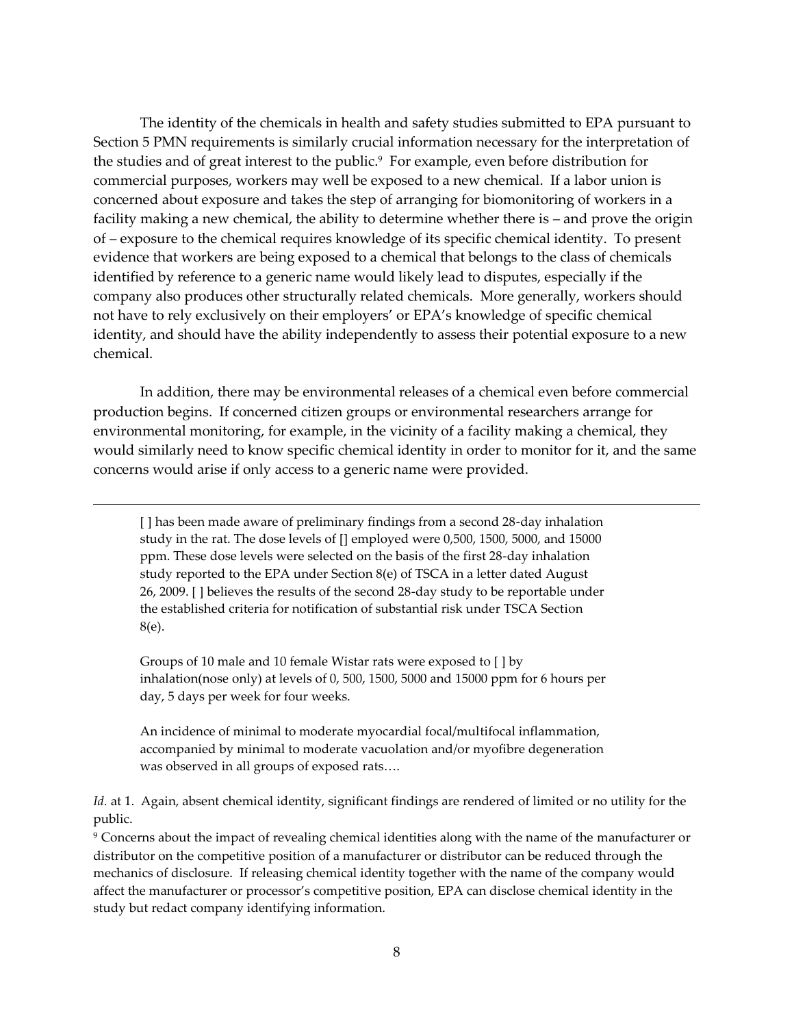The identity of the chemicals in health and safety studies submitted to EPA pursuant to Section 5 PMN requirements is similarly crucial information necessary for the interpretation of the studies and of great interest to the public.[9] For example, even before distribution for commercial purposes, workers may well be exposed to a new chemical. If a labor union is concerned about exposure and takes the step of arranging for biomonitoring of workers in a facility making a new chemical, the ability to determine whether there is – and prove the origin of – exposure to the chemical requires knowledge of its specific chemical identity. To present evidence that workers are being exposed to a chemical that belongs to the class of chemicals identified by reference to a generic name would likely lead to disputes, especially if the company also produces other structurally related chemicals. More generally, workers should not have to rely exclusively on their employers' or EPA's knowledge of specific chemical identity, and should have the ability independently to assess their potential exposure to a new chemical.

In addition, there may be environmental releases of a chemical even before commercial production begins. If concerned citizen groups or environmental researchers arrange for environmental monitoring, for example, in the vicinity of a facility making a chemical, they would similarly need to know specific chemical identity in order to monitor for it, and the same concerns would arise if only access to a generic name were provided.

---

> [ ] has been made aware of preliminary findings from a second 28-day inhalation study in the rat. The dose levels of [] employed were 0,500, 1500, 5000, and 15000 ppm. These dose levels were selected on the basis of the first 28-day inhalation study reported to the EPA under Section 8(e) of TSCA in a letter dated August 26, 2009. [ ] believes the results of the second 28-day study to be reportable under the established criteria for notification of substantial risk under TSCA Section 8(e).
>
> Groups of 10 male and 10 female Wistar rats were exposed to [ ] by inhalation(nose only) at levels of 0, 500, 1500, 5000 and 15000 ppm for 6 hours per day, 5 days per week for four weeks.
>
> An incidence of minimal to moderate myocardial focal/multifocal inflammation, accompanied by minimal to moderate vacuolation and/or myofibre degeneration was observed in all groups of exposed rats….

*Id.* at 1. Again, absent chemical identity, significant findings are rendered of limited or no utility for the public.

[9] Concerns about the impact of revealing chemical identities along with the name of the manufacturer or distributor on the competitive position of a manufacturer or distributor can be reduced through the mechanics of disclosure. If releasing chemical identity together with the name of the company would affect the manufacturer or processor's competitive position, EPA can disclose chemical identity in the study but redact company identifying information.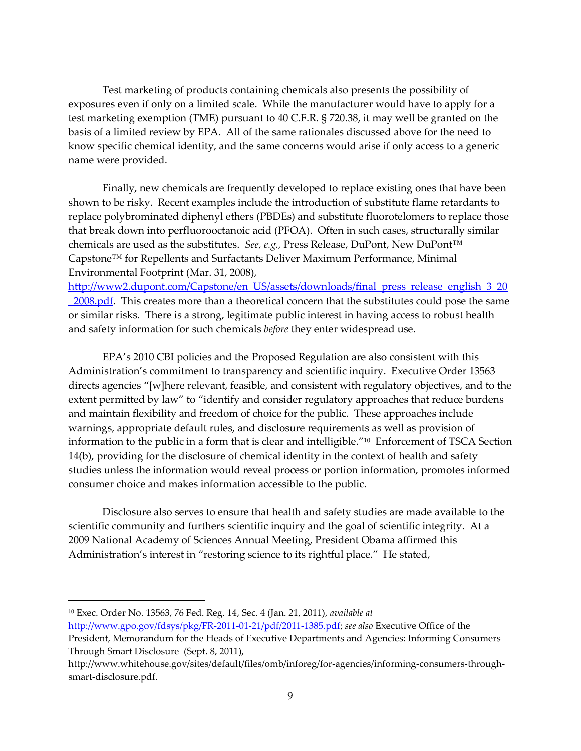Test marketing of products containing chemicals also presents the possibility of exposures even if only on a limited scale. While the manufacturer would have to apply for a test marketing exemption (TME) pursuant to 40 C.F.R. § 720.38, it may well be granted on the basis of a limited review by EPA. All of the same rationales discussed above for the need to know specific chemical identity, and the same concerns would arise if only access to a generic name were provided.

Finally, new chemicals are frequently developed to replace existing ones that have been shown to be risky. Recent examples include the introduction of substitute flame retardants to replace polybrominated diphenyl ethers (PBDEs) and substitute fluorotelomers to replace those that break down into perfluorooctanoic acid (PFOA). Often in such cases, structurally similar chemicals are used as the substitutes. *See, e.g.*, Press Release, DuPont, New DuPont™ Capstone™ for Repellents and Surfactants Deliver Maximum Performance, Minimal Environmental Footprint (Mar. 31, 2008), http://www2.dupont.com/Capstone/en_US/assets/downloads/final_press_release_english_3_20_2008.pdf. This creates more than a theoretical concern that the substitutes could pose the same or similar risks. There is a strong, legitimate public interest in having access to robust health and safety information for such chemicals *before* they enter widespread use.

EPA's 2010 CBI policies and the Proposed Regulation are also consistent with this Administration's commitment to transparency and scientific inquiry. Executive Order 13563 directs agencies "[w]here relevant, feasible, and consistent with regulatory objectives, and to the extent permitted by law" to "identify and consider regulatory approaches that reduce burdens and maintain flexibility and freedom of choice for the public. These approaches include warnings, appropriate default rules, and disclosure requirements as well as provision of information to the public in a form that is clear and intelligible."[10] Enforcement of TSCA Section 14(b), providing for the disclosure of chemical identity in the context of health and safety studies unless the information would reveal process or portion information, promotes informed consumer choice and makes information accessible to the public.

Disclosure also serves to ensure that health and safety studies are made available to the scientific community and furthers scientific inquiry and the goal of scientific integrity. At a 2009 National Academy of Sciences Annual Meeting, President Obama affirmed this Administration's interest in "restoring science to its rightful place." He stated,

---

[10] Exec. Order No. 13563, 76 Fed. Reg. 14, Sec. 4 (Jan. 21, 2011), *available at* http://www.gpo.gov/fdsys/pkg/FR-2011-01-21/pdf/2011-1385.pdf; *see also* Executive Office of the President, Memorandum for the Heads of Executive Departments and Agencies: Informing Consumers Through Smart Disclosure (Sept. 8, 2011), http://www.whitehouse.gov/sites/default/files/omb/inforeg/for-agencies/informing-consumers-through-smart-disclosure.pdf.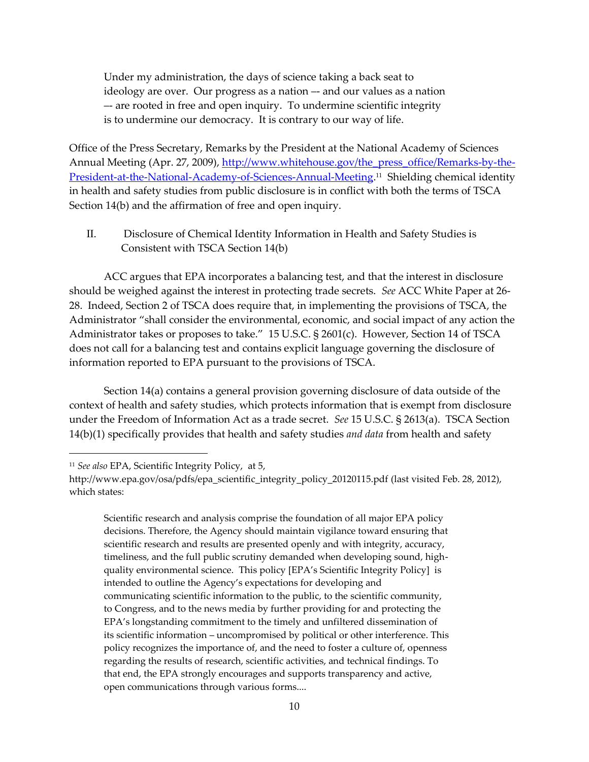> Under my administration, the days of science taking a back seat to ideology are over. Our progress as a nation –- and our values as a nation –- are rooted in free and open inquiry. To undermine scientific integrity is to undermine our democracy. It is contrary to our way of life.

Office of the Press Secretary, Remarks by the President at the National Academy of Sciences Annual Meeting (Apr. 27, 2009), [http://www.whitehouse.gov/the_press_office/Remarks-by-the-President-at-the-National-Academy-of-Sciences-Annual-Meeting](http://www.whitehouse.gov/the_press_office/Remarks-by-the-President-at-the-National-Academy-of-Sciences-Annual-Meeting).[11] Shielding chemical identity in health and safety studies from public disclosure is in conflict with both the terms of TSCA Section 14(b) and the affirmation of free and open inquiry.

## II. Disclosure of Chemical Identity Information in Health and Safety Studies is Consistent with TSCA Section 14(b)

ACC argues that EPA incorporates a balancing test, and that the interest in disclosure should be weighed against the interest in protecting trade secrets. *See* ACC White Paper at 26-28. Indeed, Section 2 of TSCA does require that, in implementing the provisions of TSCA, the Administrator "shall consider the environmental, economic, and social impact of any action the Administrator takes or proposes to take." 15 U.S.C. § 2601(c). However, Section 14 of TSCA does not call for a balancing test and contains explicit language governing the disclosure of information reported to EPA pursuant to the provisions of TSCA.

Section 14(a) contains a general provision governing disclosure of data outside of the context of health and safety studies, which protects information that is exempt from disclosure under the Freedom of Information Act as a trade secret. *See* 15 U.S.C. § 2613(a). TSCA Section 14(b)(1) specifically provides that health and safety studies *and data* from health and safety

---

[11] *See also* EPA, Scientific Integrity Policy, at 5, http://www.epa.gov/osa/pdfs/epa_scientific_integrity_policy_20120115.pdf (last visited Feb. 28, 2012), which states:

> Scientific research and analysis comprise the foundation of all major EPA policy decisions. Therefore, the Agency should maintain vigilance toward ensuring that scientific research and results are presented openly and with integrity, accuracy, timeliness, and the full public scrutiny demanded when developing sound, high-quality environmental science. This policy [EPA's Scientific Integrity Policy] is intended to outline the Agency's expectations for developing and communicating scientific information to the public, to the scientific community, to Congress, and to the news media by further providing for and protecting the EPA's longstanding commitment to the timely and unfiltered dissemination of its scientific information – uncompromised by political or other interference. This policy recognizes the importance of, and the need to foster a culture of, openness regarding the results of research, scientific activities, and technical findings. To that end, the EPA strongly encourages and supports transparency and active, open communications through various forms....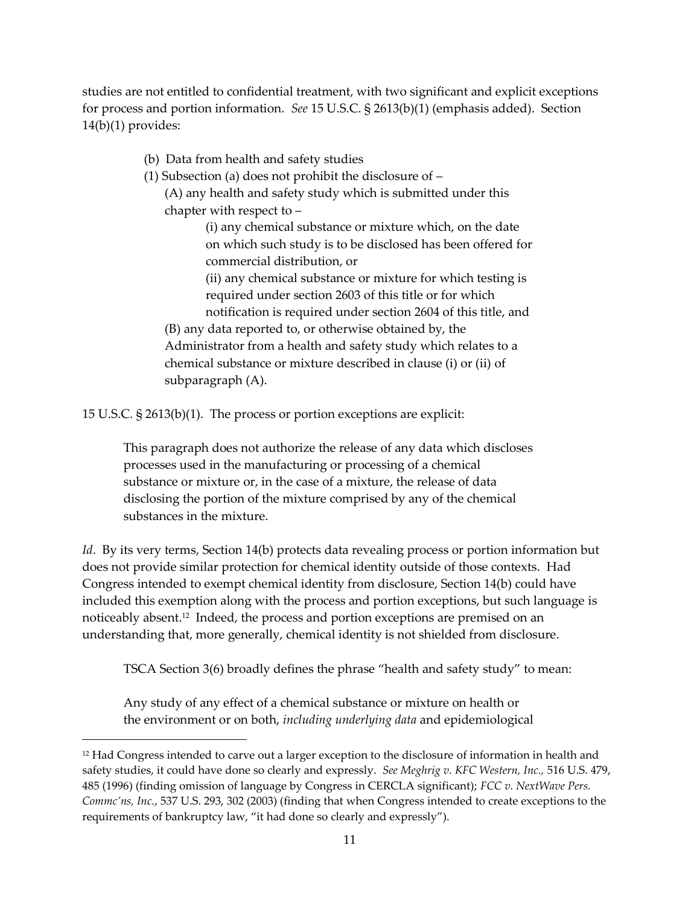studies are not entitled to confidential treatment, with two significant and explicit exceptions for process and portion information. *See* 15 U.S.C. § 2613(b)(1) (emphasis added). Section 14(b)(1) provides:

> (b) Data from health and safety studies
>
> (1) Subsection (a) does not prohibit the disclosure of –
>
> (A) any health and safety study which is submitted under this chapter with respect to –
>
> (i) any chemical substance or mixture which, on the date on which such study is to be disclosed has been offered for commercial distribution, or
>
> (ii) any chemical substance or mixture for which testing is required under section 2603 of this title or for which notification is required under section 2604 of this title, and
>
> (B) any data reported to, or otherwise obtained by, the Administrator from a health and safety study which relates to a chemical substance or mixture described in clause (i) or (ii) of subparagraph (A).

15 U.S.C. § 2613(b)(1). The process or portion exceptions are explicit:

> This paragraph does not authorize the release of any data which discloses processes used in the manufacturing or processing of a chemical substance or mixture or, in the case of a mixture, the release of data disclosing the portion of the mixture comprised by any of the chemical substances in the mixture.

*Id*. By its very terms, Section 14(b) protects data revealing process or portion information but does not provide similar protection for chemical identity outside of those contexts. Had Congress intended to exempt chemical identity from disclosure, Section 14(b) could have included this exemption along with the process and portion exceptions, but such language is noticeably absent.[12] Indeed, the process and portion exceptions are premised on an understanding that, more generally, chemical identity is not shielded from disclosure.

TSCA Section 3(6) broadly defines the phrase "health and safety study" to mean:

> Any study of any effect of a chemical substance or mixture on health or the environment or on both, *including underlying data* and epidemiological

---

[12] Had Congress intended to carve out a larger exception to the disclosure of information in health and safety studies, it could have done so clearly and expressly. *See Meghrig v. KFC Western, Inc.,* 516 U.S. 479, 485 (1996) (finding omission of language by Congress in CERCLA significant); *FCC v. NextWave Pers. Commc'ns, Inc.*, 537 U.S. 293, 302 (2003) (finding that when Congress intended to create exceptions to the requirements of bankruptcy law, "it had done so clearly and expressly").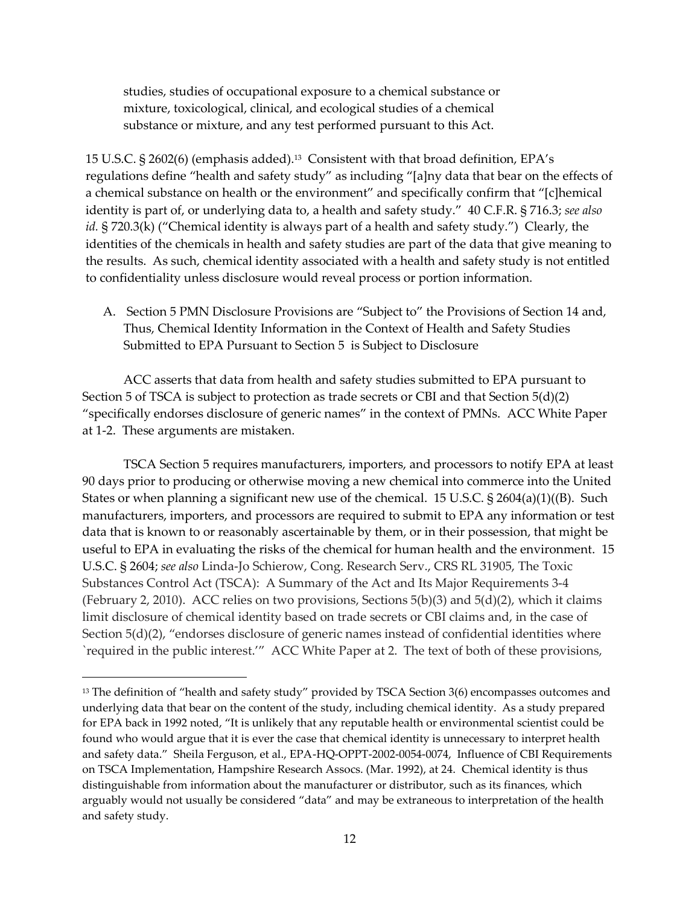studies, studies of occupational exposure to a chemical substance or mixture, toxicological, clinical, and ecological studies of a chemical substance or mixture, and any test performed pursuant to this Act.

15 U.S.C. § 2602(6) (emphasis added).[13] Consistent with that broad definition, EPA's regulations define "health and safety study" as including "[a]ny data that bear on the effects of a chemical substance on health or the environment" and specifically confirm that "[c]hemical identity is part of, or underlying data to, a health and safety study." 40 C.F.R. § 716.3; *see also id.* § 720.3(k) ("Chemical identity is always part of a health and safety study.") Clearly, the identities of the chemicals in health and safety studies are part of the data that give meaning to the results. As such, chemical identity associated with a health and safety study is not entitled to confidentiality unless disclosure would reveal process or portion information.

A. Section 5 PMN Disclosure Provisions are "Subject to" the Provisions of Section 14 and, Thus, Chemical Identity Information in the Context of Health and Safety Studies Submitted to EPA Pursuant to Section 5 is Subject to Disclosure

ACC asserts that data from health and safety studies submitted to EPA pursuant to Section 5 of TSCA is subject to protection as trade secrets or CBI and that Section 5(d)(2) "specifically endorses disclosure of generic names" in the context of PMNs. ACC White Paper at 1-2. These arguments are mistaken.

TSCA Section 5 requires manufacturers, importers, and processors to notify EPA at least 90 days prior to producing or otherwise moving a new chemical into commerce into the United States or when planning a significant new use of the chemical. 15 U.S.C. § 2604(a)(1)((B). Such manufacturers, importers, and processors are required to submit to EPA any information or test data that is known to or reasonably ascertainable by them, or in their possession, that might be useful to EPA in evaluating the risks of the chemical for human health and the environment. 15 U.S.C. § 2604; *see also* Linda-Jo Schierow, Cong. Research Serv., CRS RL 31905, The Toxic Substances Control Act (TSCA): A Summary of the Act and Its Major Requirements 3-4 (February 2, 2010). ACC relies on two provisions, Sections 5(b)(3) and 5(d)(2), which it claims limit disclosure of chemical identity based on trade secrets or CBI claims and, in the case of Section 5(d)(2), "endorses disclosure of generic names instead of confidential identities where `required in the public interest.'" ACC White Paper at 2. The text of both of these provisions,

---

[13] The definition of "health and safety study" provided by TSCA Section 3(6) encompasses outcomes and underlying data that bear on the content of the study, including chemical identity. As a study prepared for EPA back in 1992 noted, "It is unlikely that any reputable health or environmental scientist could be found who would argue that it is ever the case that chemical identity is unnecessary to interpret health and safety data." Sheila Ferguson, et al., EPA-HQ-OPPT-2002-0054-0074, Influence of CBI Requirements on TSCA Implementation, Hampshire Research Assocs. (Mar. 1992), at 24. Chemical identity is thus distinguishable from information about the manufacturer or distributor, such as its finances, which arguably would not usually be considered "data" and may be extraneous to interpretation of the health and safety study.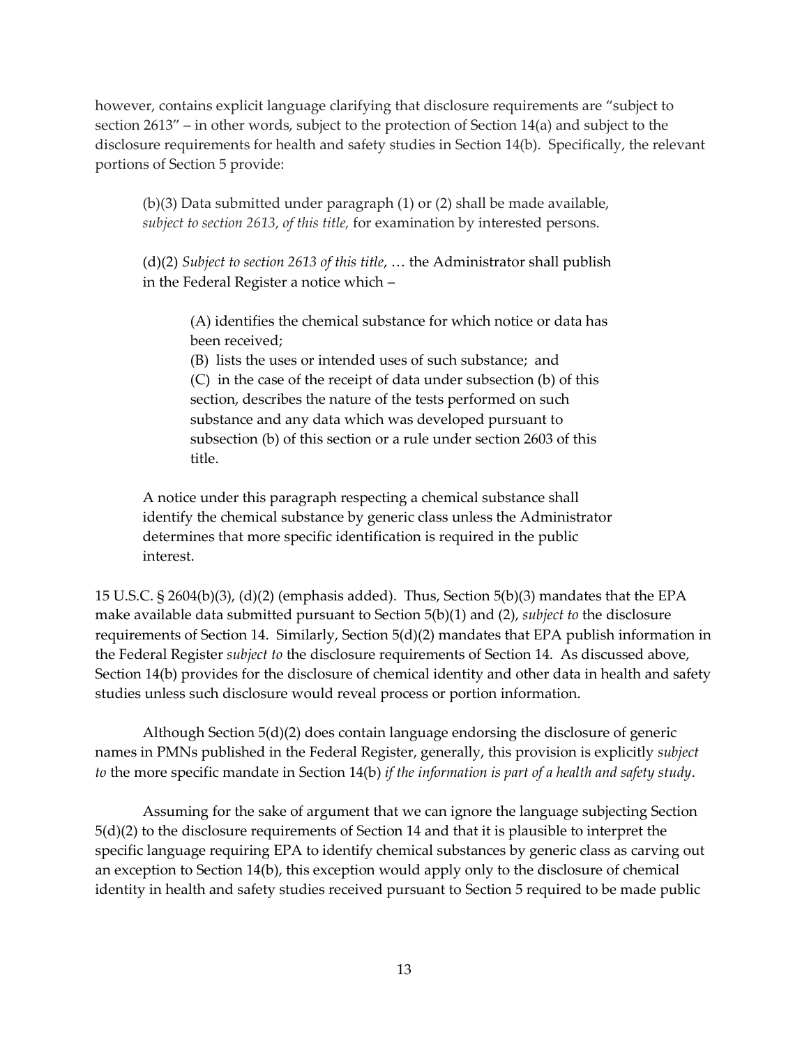however, contains explicit language clarifying that disclosure requirements are "subject to section 2613" – in other words, subject to the protection of Section 14(a) and subject to the disclosure requirements for health and safety studies in Section 14(b). Specifically, the relevant portions of Section 5 provide:

> (b)(3) Data submitted under paragraph (1) or (2) shall be made available, *subject to section 2613, of this title,* for examination by interested persons.
>
> (d)(2) *Subject to section 2613 of this title*, … the Administrator shall publish in the Federal Register a notice which –
>
> > (A) identifies the chemical substance for which notice or data has been received;
> >
> > (B) lists the uses or intended uses of such substance; and
> >
> > (C) in the case of the receipt of data under subsection (b) of this section, describes the nature of the tests performed on such substance and any data which was developed pursuant to subsection (b) of this section or a rule under section 2603 of this title.
>
> A notice under this paragraph respecting a chemical substance shall identify the chemical substance by generic class unless the Administrator determines that more specific identification is required in the public interest.

15 U.S.C. § 2604(b)(3), (d)(2) (emphasis added). Thus, Section 5(b)(3) mandates that the EPA make available data submitted pursuant to Section 5(b)(1) and (2), *subject to* the disclosure requirements of Section 14. Similarly, Section 5(d)(2) mandates that EPA publish information in the Federal Register *subject to* the disclosure requirements of Section 14. As discussed above, Section 14(b) provides for the disclosure of chemical identity and other data in health and safety studies unless such disclosure would reveal process or portion information.

Although Section 5(d)(2) does contain language endorsing the disclosure of generic names in PMNs published in the Federal Register, generally, this provision is explicitly *subject to* the more specific mandate in Section 14(b) *if the information is part of a health and safety study*.

Assuming for the sake of argument that we can ignore the language subjecting Section 5(d)(2) to the disclosure requirements of Section 14 and that it is plausible to interpret the specific language requiring EPA to identify chemical substances by generic class as carving out an exception to Section 14(b), this exception would apply only to the disclosure of chemical identity in health and safety studies received pursuant to Section 5 required to be made public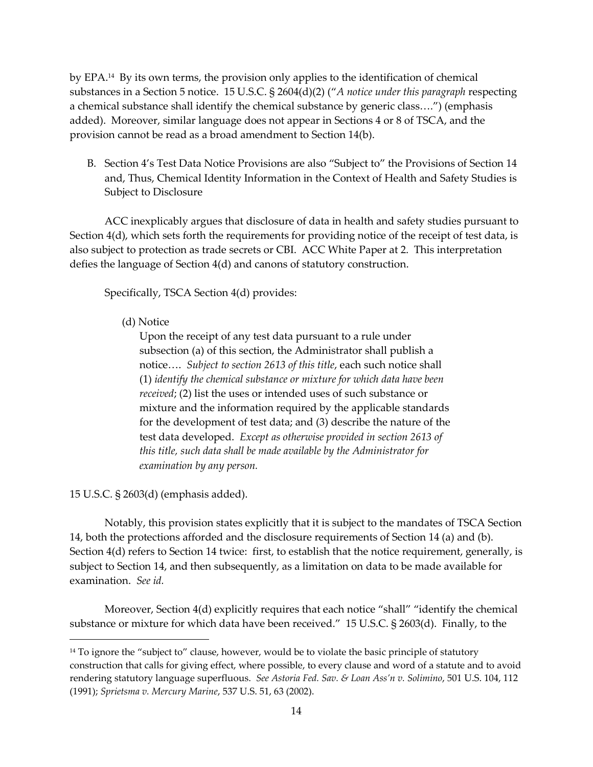by EPA.[14] By its own terms, the provision only applies to the identification of chemical substances in a Section 5 notice. 15 U.S.C. § 2604(d)(2) ("*A notice under this paragraph* respecting a chemical substance shall identify the chemical substance by generic class….") (emphasis added). Moreover, similar language does not appear in Sections 4 or 8 of TSCA, and the provision cannot be read as a broad amendment to Section 14(b).

B. Section 4's Test Data Notice Provisions are also "Subject to" the Provisions of Section 14 and, Thus, Chemical Identity Information in the Context of Health and Safety Studies is Subject to Disclosure

ACC inexplicably argues that disclosure of data in health and safety studies pursuant to Section 4(d), which sets forth the requirements for providing notice of the receipt of test data, is also subject to protection as trade secrets or CBI. ACC White Paper at 2. This interpretation defies the language of Section 4(d) and canons of statutory construction.

Specifically, TSCA Section 4(d) provides:

> (d) Notice
>
> Upon the receipt of any test data pursuant to a rule under subsection (a) of this section, the Administrator shall publish a notice…. *Subject to section 2613 of this title*, each such notice shall (1) *identify the chemical substance or mixture for which data have been received*; (2) list the uses or intended uses of such substance or mixture and the information required by the applicable standards for the development of test data; and (3) describe the nature of the test data developed. *Except as otherwise provided in section 2613 of this title, such data shall be made available by the Administrator for examination by any person.*

15 U.S.C. § 2603(d) (emphasis added).

Notably, this provision states explicitly that it is subject to the mandates of TSCA Section 14, both the protections afforded and the disclosure requirements of Section 14 (a) and (b). Section 4(d) refers to Section 14 twice: first, to establish that the notice requirement, generally, is subject to Section 14, and then subsequently, as a limitation on data to be made available for examination. *See id.*

Moreover, Section 4(d) explicitly requires that each notice "shall" "identify the chemical substance or mixture for which data have been received." 15 U.S.C. § 2603(d). Finally, to the

---

[14] To ignore the "subject to" clause, however, would be to violate the basic principle of statutory construction that calls for giving effect, where possible, to every clause and word of a statute and to avoid rendering statutory language superfluous. *See Astoria Fed. Sav. & Loan Ass'n v. Solimino*, 501 U.S. 104, 112 (1991); *Sprietsma v. Mercury Marine*, 537 U.S. 51, 63 (2002).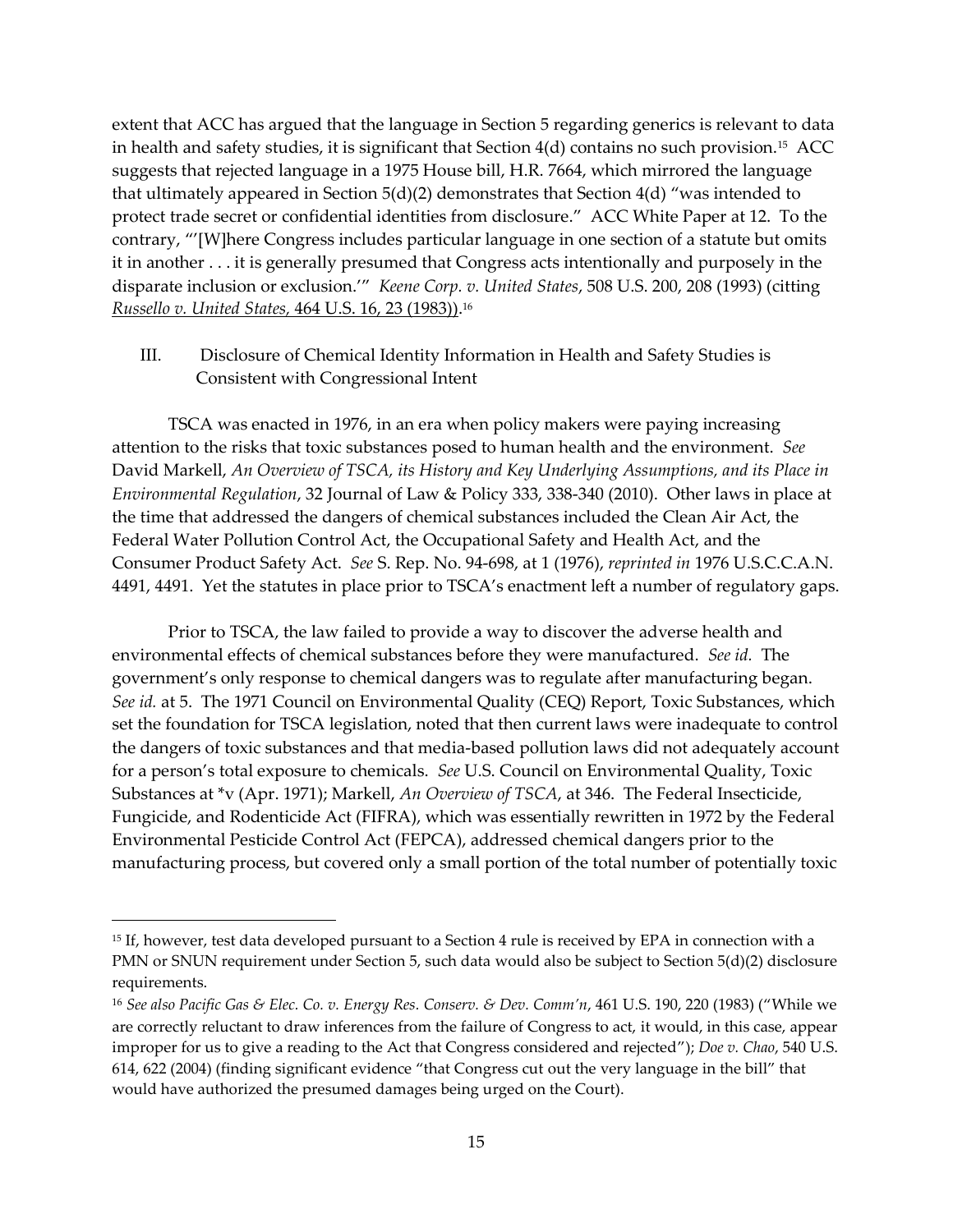extent that ACC has argued that the language in Section 5 regarding generics is relevant to data in health and safety studies, it is significant that Section 4(d) contains no such provision.[15] ACC suggests that rejected language in a 1975 House bill, H.R. 7664, which mirrored the language that ultimately appeared in Section 5(d)(2) demonstrates that Section 4(d) "was intended to protect trade secret or confidential identities from disclosure." ACC White Paper at 12. To the contrary, "'[W]here Congress includes particular language in one section of a statute but omits it in another . . . it is generally presumed that Congress acts intentionally and purposely in the disparate inclusion or exclusion.'" *Keene Corp. v. United States*, 508 U.S. 200, 208 (1993) (citting Russello v. United States, 464 U.S. 16, 23 (1983)).[16]

## III. Disclosure of Chemical Identity Information in Health and Safety Studies is Consistent with Congressional Intent

TSCA was enacted in 1976, in an era when policy makers were paying increasing attention to the risks that toxic substances posed to human health and the environment. *See* David Markell, *An Overview of TSCA, its History and Key Underlying Assumptions, and its Place in Environmental Regulation*, 32 Journal of Law & Policy 333, 338-340 (2010). Other laws in place at the time that addressed the dangers of chemical substances included the Clean Air Act, the Federal Water Pollution Control Act, the Occupational Safety and Health Act, and the Consumer Product Safety Act. *See* S. Rep. No. 94-698, at 1 (1976), *reprinted in* 1976 U.S.C.C.A.N. 4491, 4491. Yet the statutes in place prior to TSCA's enactment left a number of regulatory gaps.

Prior to TSCA, the law failed to provide a way to discover the adverse health and environmental effects of chemical substances before they were manufactured. *See id.* The government's only response to chemical dangers was to regulate after manufacturing began. *See id.* at 5. The 1971 Council on Environmental Quality (CEQ) Report, Toxic Substances, which set the foundation for TSCA legislation, noted that then current laws were inadequate to control the dangers of toxic substances and that media-based pollution laws did not adequately account for a person's total exposure to chemicals. *See* U.S. Council on Environmental Quality, Toxic Substances at *v (Apr. 1971); Markell, *An Overview of TSCA*, at 346. The Federal Insecticide, Fungicide, and Rodenticide Act (FIFRA), which was essentially rewritten in 1972 by the Federal Environmental Pesticide Control Act (FEPCA), addressed chemical dangers prior to the manufacturing process, but covered only a small portion of the total number of potentially toxic

---

[15] If, however, test data developed pursuant to a Section 4 rule is received by EPA in connection with a PMN or SNUN requirement under Section 5, such data would also be subject to Section 5(d)(2) disclosure requirements.

[16] *See also Pacific Gas & Elec. Co. v. Energy Res. Conserv. & Dev. Comm'n*, 461 U.S. 190, 220 (1983) ("While we are correctly reluctant to draw inferences from the failure of Congress to act, it would, in this case, appear improper for us to give a reading to the Act that Congress considered and rejected"); *Doe v. Chao*, 540 U.S. 614, 622 (2004) (finding significant evidence "that Congress cut out the very language in the bill" that would have authorized the presumed damages being urged on the Court).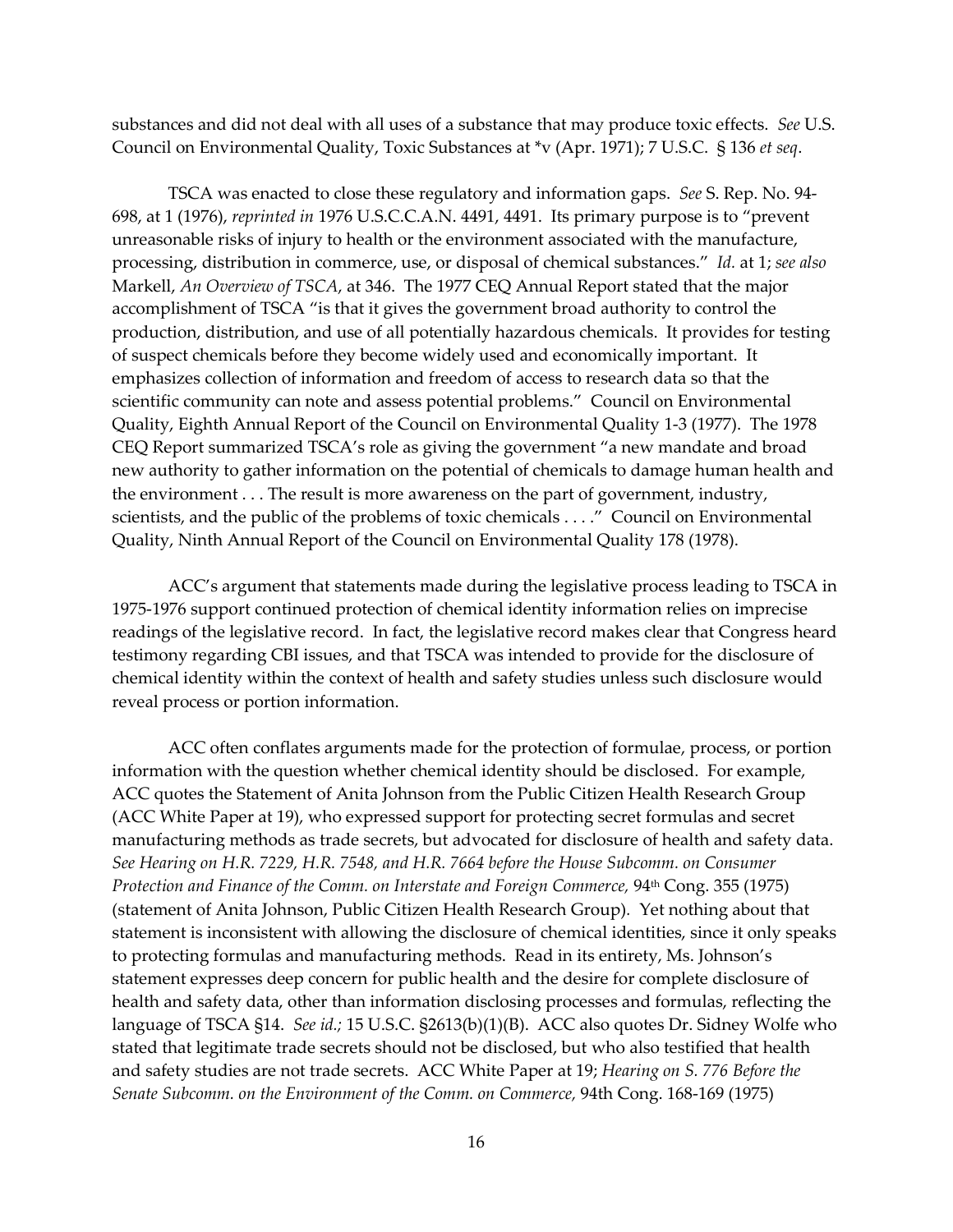substances and did not deal with all uses of a substance that may produce toxic effects. *See* U.S. Council on Environmental Quality, Toxic Substances at *v (Apr. 1971); 7 U.S.C. § 136 *et seq*.

TSCA was enacted to close these regulatory and information gaps. *See* S. Rep. No. 94-698, at 1 (1976), *reprinted in* 1976 U.S.C.C.A.N. 4491, 4491. Its primary purpose is to "prevent unreasonable risks of injury to health or the environment associated with the manufacture, processing, distribution in commerce, use, or disposal of chemical substances." *Id.* at 1; *see also* Markell, *An Overview of TSCA*, at 346. The 1977 CEQ Annual Report stated that the major accomplishment of TSCA "is that it gives the government broad authority to control the production, distribution, and use of all potentially hazardous chemicals. It provides for testing of suspect chemicals before they become widely used and economically important. It emphasizes collection of information and freedom of access to research data so that the scientific community can note and assess potential problems." Council on Environmental Quality, Eighth Annual Report of the Council on Environmental Quality 1-3 (1977). The 1978 CEQ Report summarized TSCA's role as giving the government "a new mandate and broad new authority to gather information on the potential of chemicals to damage human health and the environment . . . The result is more awareness on the part of government, industry, scientists, and the public of the problems of toxic chemicals . . . ." Council on Environmental Quality, Ninth Annual Report of the Council on Environmental Quality 178 (1978).

ACC's argument that statements made during the legislative process leading to TSCA in 1975-1976 support continued protection of chemical identity information relies on imprecise readings of the legislative record. In fact, the legislative record makes clear that Congress heard testimony regarding CBI issues, and that TSCA was intended to provide for the disclosure of chemical identity within the context of health and safety studies unless such disclosure would reveal process or portion information.

ACC often conflates arguments made for the protection of formulae, process, or portion information with the question whether chemical identity should be disclosed. For example, ACC quotes the Statement of Anita Johnson from the Public Citizen Health Research Group (ACC White Paper at 19), who expressed support for protecting secret formulas and secret manufacturing methods as trade secrets, but advocated for disclosure of health and safety data. *See Hearing on H.R. 7229, H.R. 7548, and H.R. 7664 before the House Subcomm. on Consumer Protection and Finance of the Comm. on Interstate and Foreign Commerce,* 94th Cong. 355 (1975) (statement of Anita Johnson, Public Citizen Health Research Group). Yet nothing about that statement is inconsistent with allowing the disclosure of chemical identities, since it only speaks to protecting formulas and manufacturing methods. Read in its entirety, Ms. Johnson's statement expresses deep concern for public health and the desire for complete disclosure of health and safety data, other than information disclosing processes and formulas, reflecting the language of TSCA §14. *See id.;* 15 U.S.C. §2613(b)(1)(B). ACC also quotes Dr. Sidney Wolfe who stated that legitimate trade secrets should not be disclosed, but who also testified that health and safety studies are not trade secrets. ACC White Paper at 19; *Hearing on S. 776 Before the Senate Subcomm. on the Environment of the Comm. on Commerce*, 94th Cong. 168-169 (1975)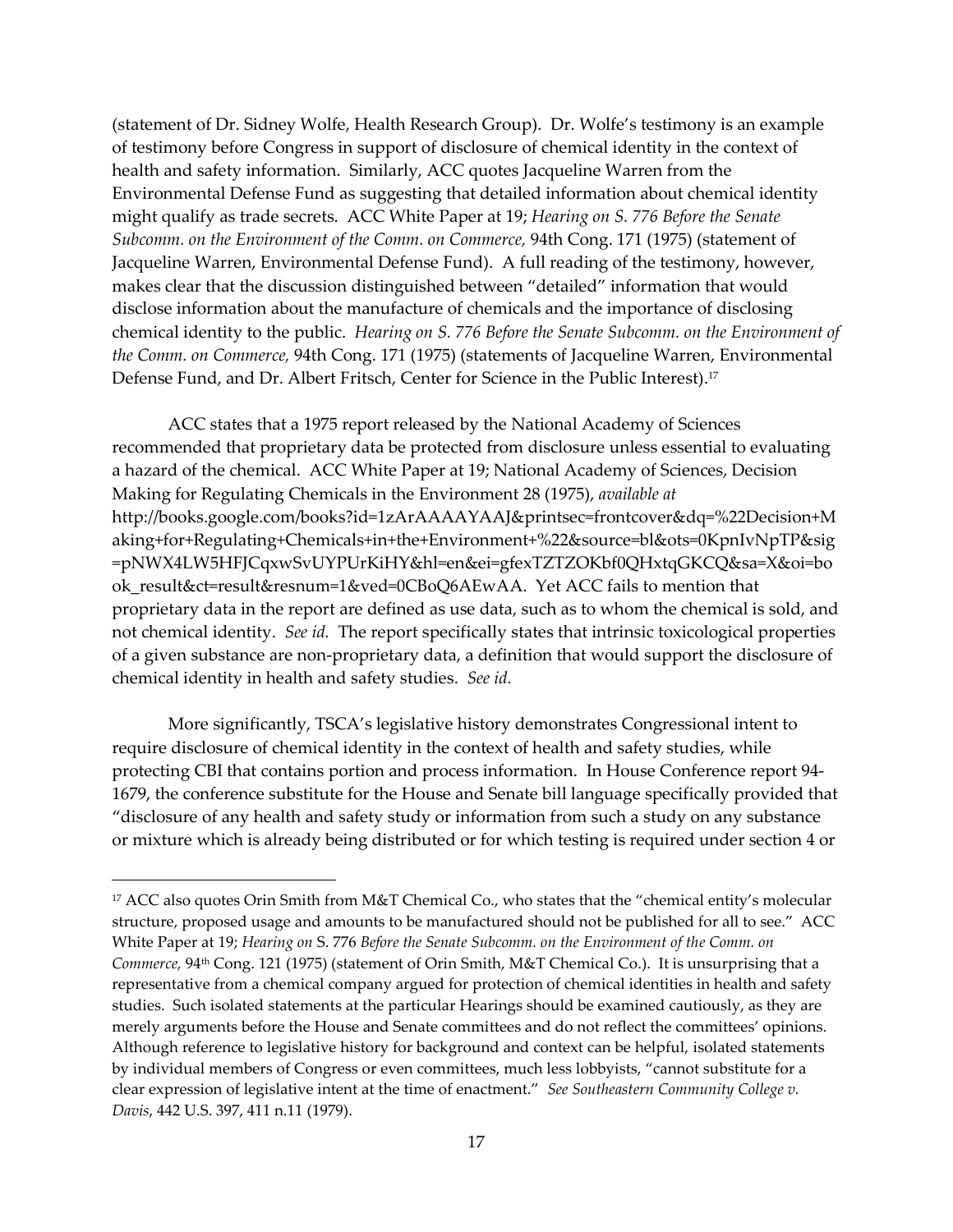(statement of Dr. Sidney Wolfe, Health Research Group). Dr. Wolfe's testimony is an example of testimony before Congress in support of disclosure of chemical identity in the context of health and safety information. Similarly, ACC quotes Jacqueline Warren from the Environmental Defense Fund as suggesting that detailed information about chemical identity might qualify as trade secrets. ACC White Paper at 19; *Hearing on S. 776 Before the Senate Subcomm. on the Environment of the Comm. on Commerce,* 94th Cong. 171 (1975) (statement of Jacqueline Warren, Environmental Defense Fund). A full reading of the testimony, however, makes clear that the discussion distinguished between "detailed" information that would disclose information about the manufacture of chemicals and the importance of disclosing chemical identity to the public. *Hearing on S. 776 Before the Senate Subcomm. on the Environment of the Comm. on Commerce,* 94th Cong. 171 (1975) (statements of Jacqueline Warren, Environmental Defense Fund, and Dr. Albert Fritsch, Center for Science in the Public Interest).[17]

ACC states that a 1975 report released by the National Academy of Sciences recommended that proprietary data be protected from disclosure unless essential to evaluating a hazard of the chemical. ACC White Paper at 19; National Academy of Sciences, Decision Making for Regulating Chemicals in the Environment 28 (1975), *available at* http://books.google.com/books?id=1zArAAAAYAAJ&printsec=frontcover&dq=%22Decision+Making+for+Regulating+Chemicals+in+the+Environment+%22&source=bl&ots=0KpnIvNpTP&sig=pNWX4LW5HFJCqxwSvUYPUrKiHY&hl=en&ei=gfexTZTZOKbf0QHxtqGKCQ&sa=X&oi=book_result&ct=result&resnum=1&ved=0CBoQ6AEwAA. Yet ACC fails to mention that proprietary data in the report are defined as use data, such as to whom the chemical is sold, and not chemical identity. *See id.* The report specifically states that intrinsic toxicological properties of a given substance are non-proprietary data, a definition that would support the disclosure of chemical identity in health and safety studies. *See id.*

More significantly, TSCA's legislative history demonstrates Congressional intent to require disclosure of chemical identity in the context of health and safety studies, while protecting CBI that contains portion and process information. In House Conference report 94-1679, the conference substitute for the House and Senate bill language specifically provided that "disclosure of any health and safety study or information from such a study on any substance or mixture which is already being distributed or for which testing is required under section 4 or

---

[17] ACC also quotes Orin Smith from M&T Chemical Co., who states that the "chemical entity's molecular structure, proposed usage and amounts to be manufactured should not be published for all to see." ACC White Paper at 19; *Hearing on* S. 776 *Before the Senate Subcomm. on the Environment of the Comm. on Commerce,* 94th Cong. 121 (1975) (statement of Orin Smith, M&T Chemical Co.). It is unsurprising that a representative from a chemical company argued for protection of chemical identities in health and safety studies. Such isolated statements at the particular Hearings should be examined cautiously, as they are merely arguments before the House and Senate committees and do not reflect the committees' opinions. Although reference to legislative history for background and context can be helpful, isolated statements by individual members of Congress or even committees, much less lobbyists, "cannot substitute for a clear expression of legislative intent at the time of enactment." *See Southeastern Community College v. Davis*, 442 U.S. 397, 411 n.11 (1979).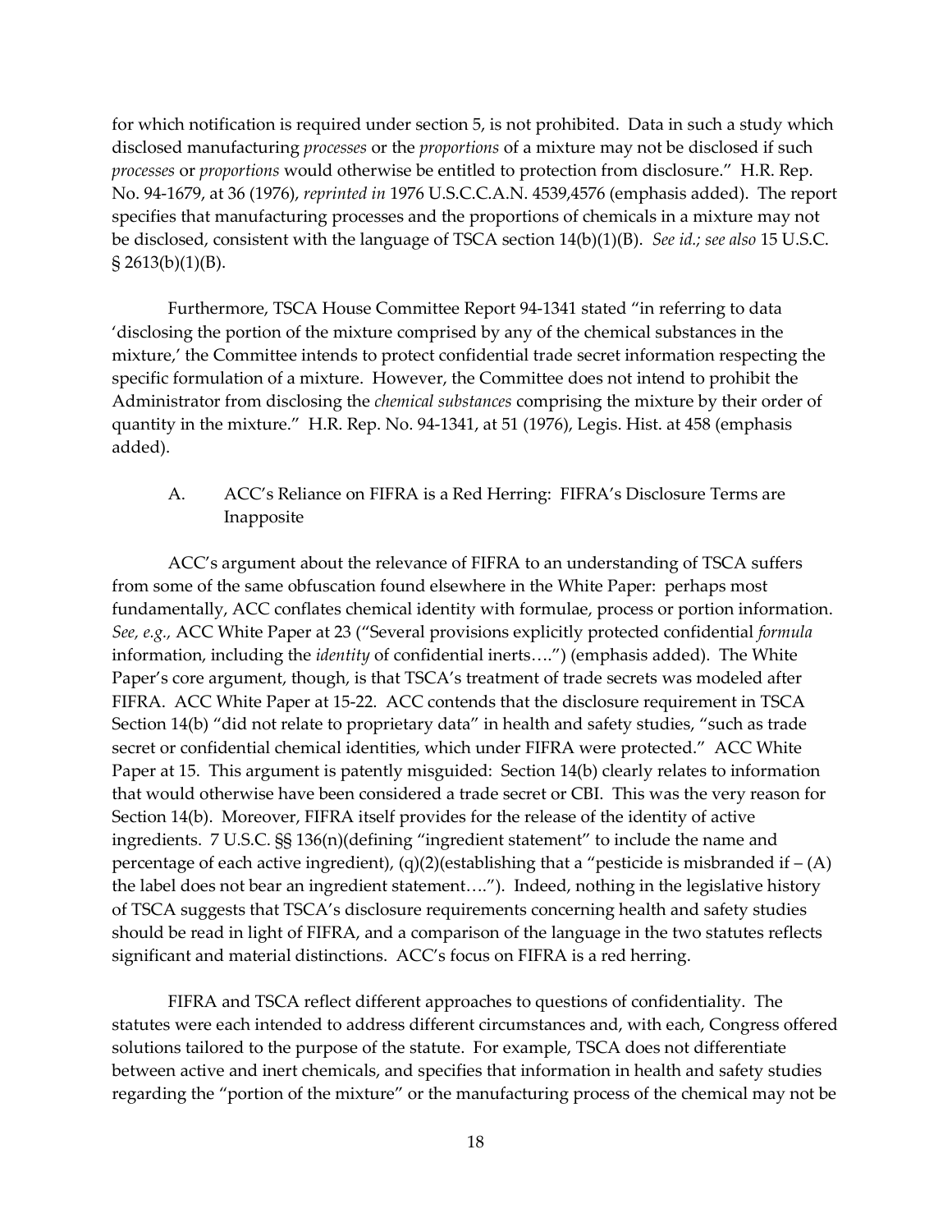for which notification is required under section 5, is not prohibited. Data in such a study which disclosed manufacturing *processes* or the *proportions* of a mixture may not be disclosed if such *processes* or *proportions* would otherwise be entitled to protection from disclosure." H.R. Rep. No. 94-1679, at 36 (1976), *reprinted in* 1976 U.S.C.C.A.N. 4539,4576 (emphasis added). The report specifies that manufacturing processes and the proportions of chemicals in a mixture may not be disclosed, consistent with the language of TSCA section 14(b)(1)(B). *See id.; see also* 15 U.S.C. § 2613(b)(1)(B).

Furthermore, TSCA House Committee Report 94-1341 stated "in referring to data 'disclosing the portion of the mixture comprised by any of the chemical substances in the mixture,' the Committee intends to protect confidential trade secret information respecting the specific formulation of a mixture. However, the Committee does not intend to prohibit the Administrator from disclosing the *chemical substances* comprising the mixture by their order of quantity in the mixture." H.R. Rep. No. 94-1341, at 51 (1976), Legis. Hist. at 458 (emphasis added).

### A. ACC's Reliance on FIFRA is a Red Herring: FIFRA's Disclosure Terms are Inapposite

ACC's argument about the relevance of FIFRA to an understanding of TSCA suffers from some of the same obfuscation found elsewhere in the White Paper: perhaps most fundamentally, ACC conflates chemical identity with formulae, process or portion information. *See, e.g.,* ACC White Paper at 23 ("Several provisions explicitly protected confidential *formula* information, including the *identity* of confidential inerts….") (emphasis added). The White Paper's core argument, though, is that TSCA's treatment of trade secrets was modeled after FIFRA. ACC White Paper at 15-22. ACC contends that the disclosure requirement in TSCA Section 14(b) "did not relate to proprietary data" in health and safety studies, "such as trade secret or confidential chemical identities, which under FIFRA were protected." ACC White Paper at 15. This argument is patently misguided: Section 14(b) clearly relates to information that would otherwise have been considered a trade secret or CBI. This was the very reason for Section 14(b). Moreover, FIFRA itself provides for the release of the identity of active ingredients. 7 U.S.C. §§ 136(n)(defining "ingredient statement" to include the name and percentage of each active ingredient), (q)(2)(establishing that a "pesticide is misbranded if – (A) the label does not bear an ingredient statement…."). Indeed, nothing in the legislative history of TSCA suggests that TSCA's disclosure requirements concerning health and safety studies should be read in light of FIFRA, and a comparison of the language in the two statutes reflects significant and material distinctions. ACC's focus on FIFRA is a red herring.

FIFRA and TSCA reflect different approaches to questions of confidentiality. The statutes were each intended to address different circumstances and, with each, Congress offered solutions tailored to the purpose of the statute. For example, TSCA does not differentiate between active and inert chemicals, and specifies that information in health and safety studies regarding the "portion of the mixture" or the manufacturing process of the chemical may not be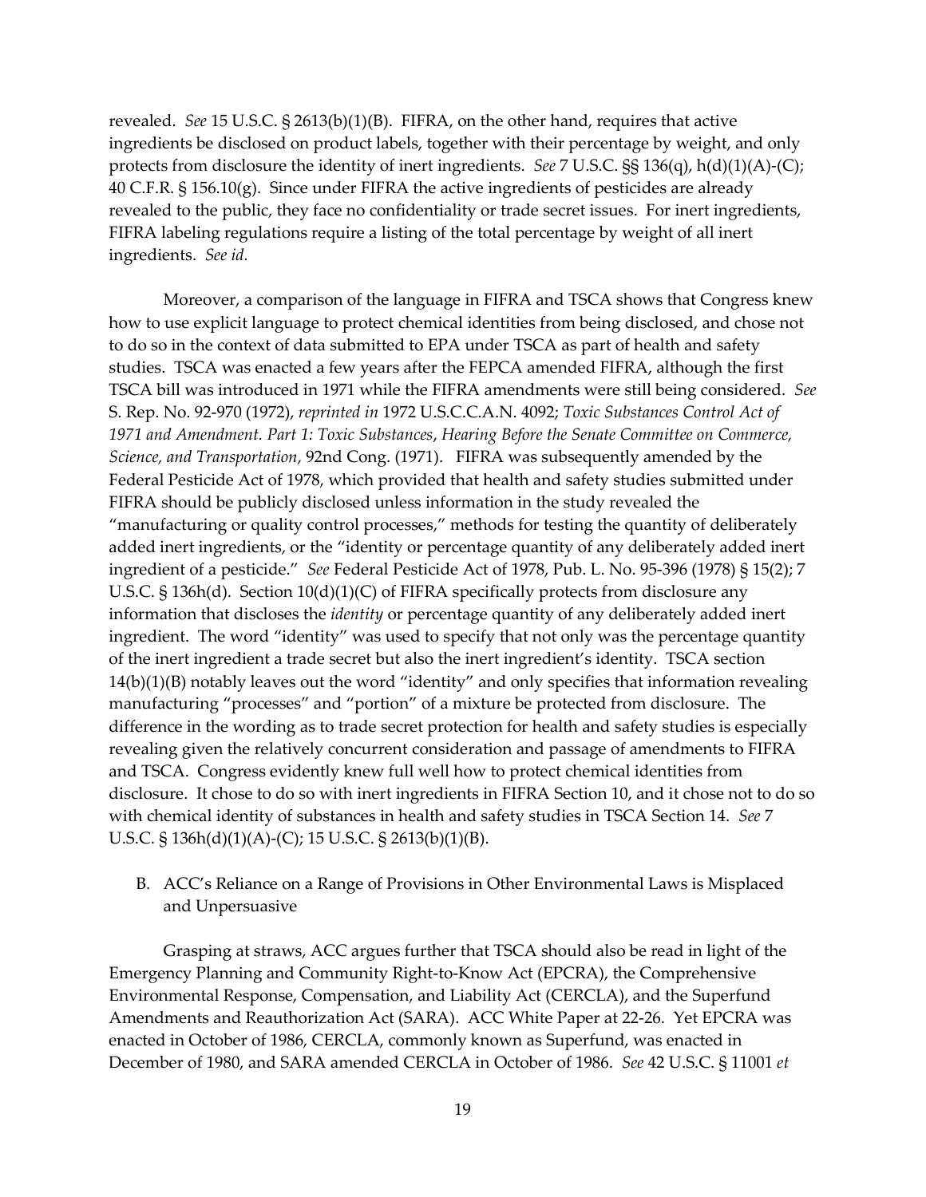revealed. *See* 15 U.S.C. § 2613(b)(1)(B). FIFRA, on the other hand, requires that active ingredients be disclosed on product labels, together with their percentage by weight, and only protects from disclosure the identity of inert ingredients. *See* 7 U.S.C. §§ 136(q), h(d)(1)(A)-(C); 40 C.F.R. § 156.10(g). Since under FIFRA the active ingredients of pesticides are already revealed to the public, they face no confidentiality or trade secret issues. For inert ingredients, FIFRA labeling regulations require a listing of the total percentage by weight of all inert ingredients. *See id.*

Moreover, a comparison of the language in FIFRA and TSCA shows that Congress knew how to use explicit language to protect chemical identities from being disclosed, and chose not to do so in the context of data submitted to EPA under TSCA as part of health and safety studies. TSCA was enacted a few years after the FEPCA amended FIFRA, although the first TSCA bill was introduced in 1971 while the FIFRA amendments were still being considered. *See* S. Rep. No. 92-970 (1972), *reprinted in* 1972 U.S.C.C.A.N. 4092; *Toxic Substances Control Act of 1971 and Amendment. Part 1: Toxic Substances*, *Hearing Before the Senate Committee on Commerce, Science, and Transportation*, 92nd Cong. (1971). FIFRA was subsequently amended by the Federal Pesticide Act of 1978, which provided that health and safety studies submitted under FIFRA should be publicly disclosed unless information in the study revealed the "manufacturing or quality control processes," methods for testing the quantity of deliberately added inert ingredients, or the "identity or percentage quantity of any deliberately added inert ingredient of a pesticide." *See* Federal Pesticide Act of 1978, Pub. L. No. 95-396 (1978) § 15(2); 7 U.S.C. § 136h(d). Section 10(d)(1)(C) of FIFRA specifically protects from disclosure any information that discloses the *identity* or percentage quantity of any deliberately added inert ingredient. The word "identity" was used to specify that not only was the percentage quantity of the inert ingredient a trade secret but also the inert ingredient's identity. TSCA section 14(b)(1)(B) notably leaves out the word "identity" and only specifies that information revealing manufacturing "processes" and "portion" of a mixture be protected from disclosure. The difference in the wording as to trade secret protection for health and safety studies is especially revealing given the relatively concurrent consideration and passage of amendments to FIFRA and TSCA. Congress evidently knew full well how to protect chemical identities from disclosure. It chose to do so with inert ingredients in FIFRA Section 10, and it chose not to do so with chemical identity of substances in health and safety studies in TSCA Section 14. *See* 7 U.S.C. § 136h(d)(1)(A)-(C); 15 U.S.C. § 2613(b)(1)(B).

### B. ACC's Reliance on a Range of Provisions in Other Environmental Laws is Misplaced and Unpersuasive

Grasping at straws, ACC argues further that TSCA should also be read in light of the Emergency Planning and Community Right-to-Know Act (EPCRA), the Comprehensive Environmental Response, Compensation, and Liability Act (CERCLA), and the Superfund Amendments and Reauthorization Act (SARA). ACC White Paper at 22-26. Yet EPCRA was enacted in October of 1986, CERCLA, commonly known as Superfund, was enacted in December of 1980, and SARA amended CERCLA in October of 1986. *See* 42 U.S.C. § 11001 *et*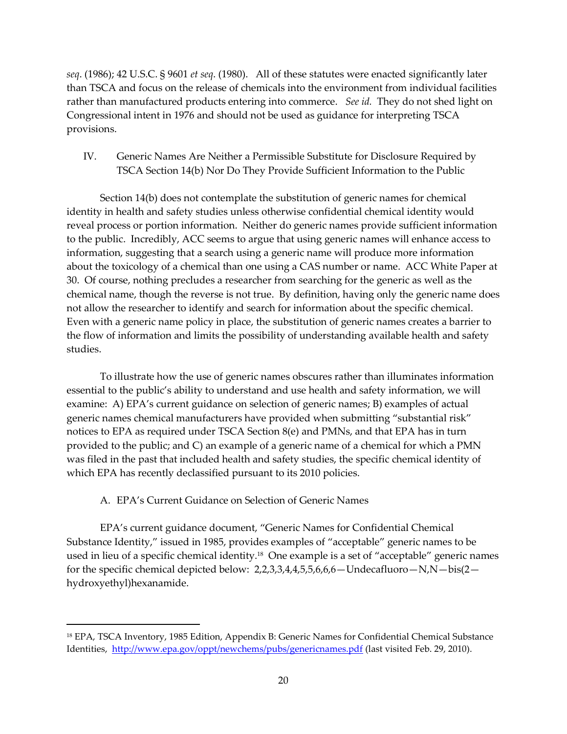*seq*. (1986); 42 U.S.C. § 9601 *et seq*. (1980). All of these statutes were enacted significantly later than TSCA and focus on the release of chemicals into the environment from individual facilities rather than manufactured products entering into commerce. *See id.* They do not shed light on Congressional intent in 1976 and should not be used as guidance for interpreting TSCA provisions.

## IV. Generic Names Are Neither a Permissible Substitute for Disclosure Required by TSCA Section 14(b) Nor Do They Provide Sufficient Information to the Public

Section 14(b) does not contemplate the substitution of generic names for chemical identity in health and safety studies unless otherwise confidential chemical identity would reveal process or portion information. Neither do generic names provide sufficient information to the public. Incredibly, ACC seems to argue that using generic names will enhance access to information, suggesting that a search using a generic name will produce more information about the toxicology of a chemical than one using a CAS number or name. ACC White Paper at 30. Of course, nothing precludes a researcher from searching for the generic as well as the chemical name, though the reverse is not true. By definition, having only the generic name does not allow the researcher to identify and search for information about the specific chemical. Even with a generic name policy in place, the substitution of generic names creates a barrier to the flow of information and limits the possibility of understanding available health and safety studies.

To illustrate how the use of generic names obscures rather than illuminates information essential to the public's ability to understand and use health and safety information, we will examine: A) EPA's current guidance on selection of generic names; B) examples of actual generic names chemical manufacturers have provided when submitting "substantial risk" notices to EPA as required under TSCA Section 8(e) and PMNs, and that EPA has in turn provided to the public; and C) an example of a generic name of a chemical for which a PMN was filed in the past that included health and safety studies, the specific chemical identity of which EPA has recently declassified pursuant to its 2010 policies.

### A. EPA's Current Guidance on Selection of Generic Names

EPA's current guidance document, "Generic Names for Confidential Chemical Substance Identity," issued in 1985, provides examples of "acceptable" generic names to be used in lieu of a specific chemical identity.[18] One example is a set of "acceptable" generic names for the specific chemical depicted below: 2,2,3,3,4,4,5,5,6,6,6—Undecafluoro—N,N—bis(2—hydroxyethyl)hexanamide.

---

[18] EPA, TSCA Inventory, 1985 Edition, Appendix B: Generic Names for Confidential Chemical Substance Identities, http://www.epa.gov/oppt/newchems/pubs/genericnames.pdf (last visited Feb. 29, 2010).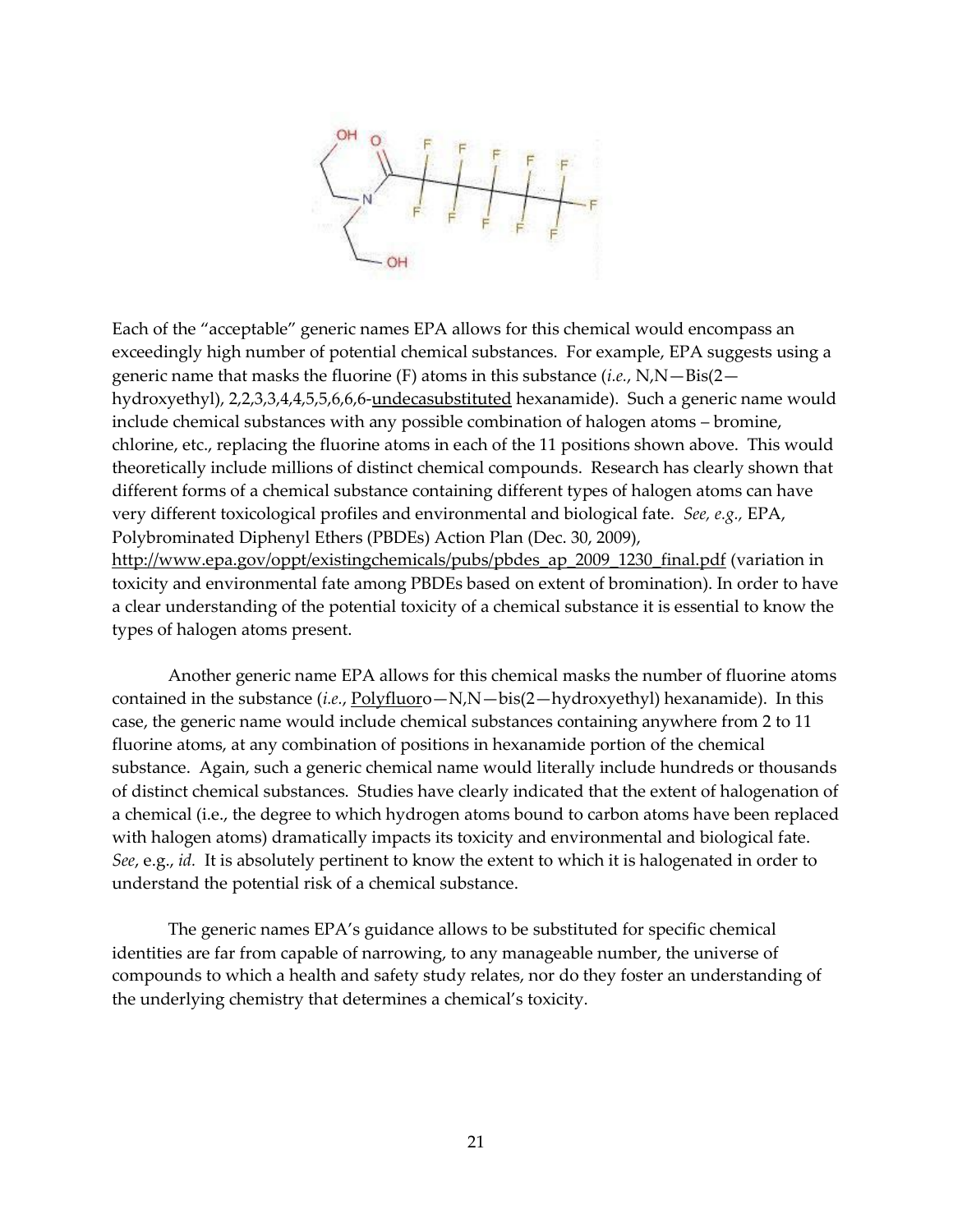Each of the “acceptable” generic names EPA allows for this chemical would encompass an exceedingly high number of potential chemical substances. For example, EPA suggests using a generic name that masks the fluorine (F) atoms in this substance (*i.e.*, N,N—Bis(2—hydroxyethyl), 2,2,3,3,4,4,5,5,6,6,6-<u>undecasubstituted</u> hexanamide). Such a generic name would include chemical substances with any possible combination of halogen atoms – bromine, chlorine, etc., replacing the fluorine atoms in each of the 11 positions shown above. This would theoretically include millions of distinct chemical compounds. Research has clearly shown that different forms of a chemical substance containing different types of halogen atoms can have very different toxicological profiles and environmental and biological fate. *See, e.g.,* EPA, Polybrominated Diphenyl Ethers (PBDEs) Action Plan (Dec. 30, 2009), http://www.epa.gov/oppt/existingchemicals/pubs/pbdes_ap_2009_1230_final.pdf (variation in toxicity and environmental fate among PBDEs based on extent of bromination). In order to have a clear understanding of the potential toxicity of a chemical substance it is essential to know the types of halogen atoms present.

Another generic name EPA allows for this chemical masks the number of fluorine atoms contained in the substance (*i.e.*, <u>Polyfluoro</u>—N,N—bis(2—hydroxyethyl) hexanamide). In this case, the generic name would include chemical substances containing anywhere from 2 to 11 fluorine atoms, at any combination of positions in hexanamide portion of the chemical substance. Again, such a generic chemical name would literally include hundreds or thousands of distinct chemical substances. Studies have clearly indicated that the extent of halogenation of a chemical (i.e., the degree to which hydrogen atoms bound to carbon atoms have been replaced with halogen atoms) dramatically impacts its toxicity and environmental and biological fate. *See*, e.g., *id.* It is absolutely pertinent to know the extent to which it is halogenated in order to understand the potential risk of a chemical substance.

The generic names EPA’s guidance allows to be substituted for specific chemical identities are far from capable of narrowing, to any manageable number, the universe of compounds to which a health and safety study relates, nor do they foster an understanding of the underlying chemistry that determines a chemical’s toxicity.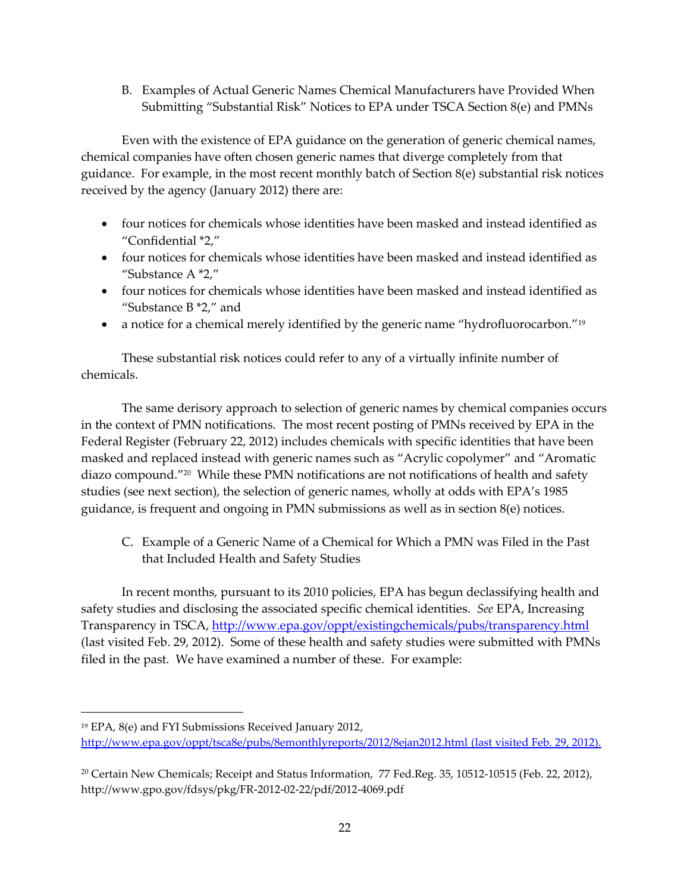B. Examples of Actual Generic Names Chemical Manufacturers have Provided When Submitting "Substantial Risk" Notices to EPA under TSCA Section 8(e) and PMNs

Even with the existence of EPA guidance on the generation of generic chemical names, chemical companies have often chosen generic names that diverge completely from that guidance. For example, in the most recent monthly batch of Section 8(e) substantial risk notices received by the agency (January 2012) there are:

- four notices for chemicals whose identities have been masked and instead identified as "Confidential *2,"
- four notices for chemicals whose identities have been masked and instead identified as "Substance A *2,"
- four notices for chemicals whose identities have been masked and instead identified as "Substance B *2," and
- a notice for a chemical merely identified by the generic name "hydrofluorocarbon."[19]

These substantial risk notices could refer to any of a virtually infinite number of chemicals.

The same derisory approach to selection of generic names by chemical companies occurs in the context of PMN notifications. The most recent posting of PMNs received by EPA in the Federal Register (February 22, 2012) includes chemicals with specific identities that have been masked and replaced instead with generic names such as "Acrylic copolymer" and "Aromatic diazo compound."[20] While these PMN notifications are not notifications of health and safety studies (see next section), the selection of generic names, wholly at odds with EPA's 1985 guidance, is frequent and ongoing in PMN submissions as well as in section 8(e) notices.

C. Example of a Generic Name of a Chemical for Which a PMN was Filed in the Past that Included Health and Safety Studies

In recent months, pursuant to its 2010 policies, EPA has begun declassifying health and safety studies and disclosing the associated specific chemical identities. *See* EPA, Increasing Transparency in TSCA, http://www.epa.gov/oppt/existingchemicals/pubs/transparency.html (last visited Feb. 29, 2012). Some of these health and safety studies were submitted with PMNs filed in the past. We have examined a number of these. For example:

---

[19] EPA, 8(e) and FYI Submissions Received January 2012, http://www.epa.gov/oppt/tsca8e/pubs/8emonthlyreports/2012/8ejan2012.html (last visited Feb. 29, 2012).

[20] Certain New Chemicals; Receipt and Status Information, 77 Fed.Reg. 35, 10512-10515 (Feb. 22, 2012), http://www.gpo.gov/fdsys/pkg/FR-2012-02-22/pdf/2012-4069.pdf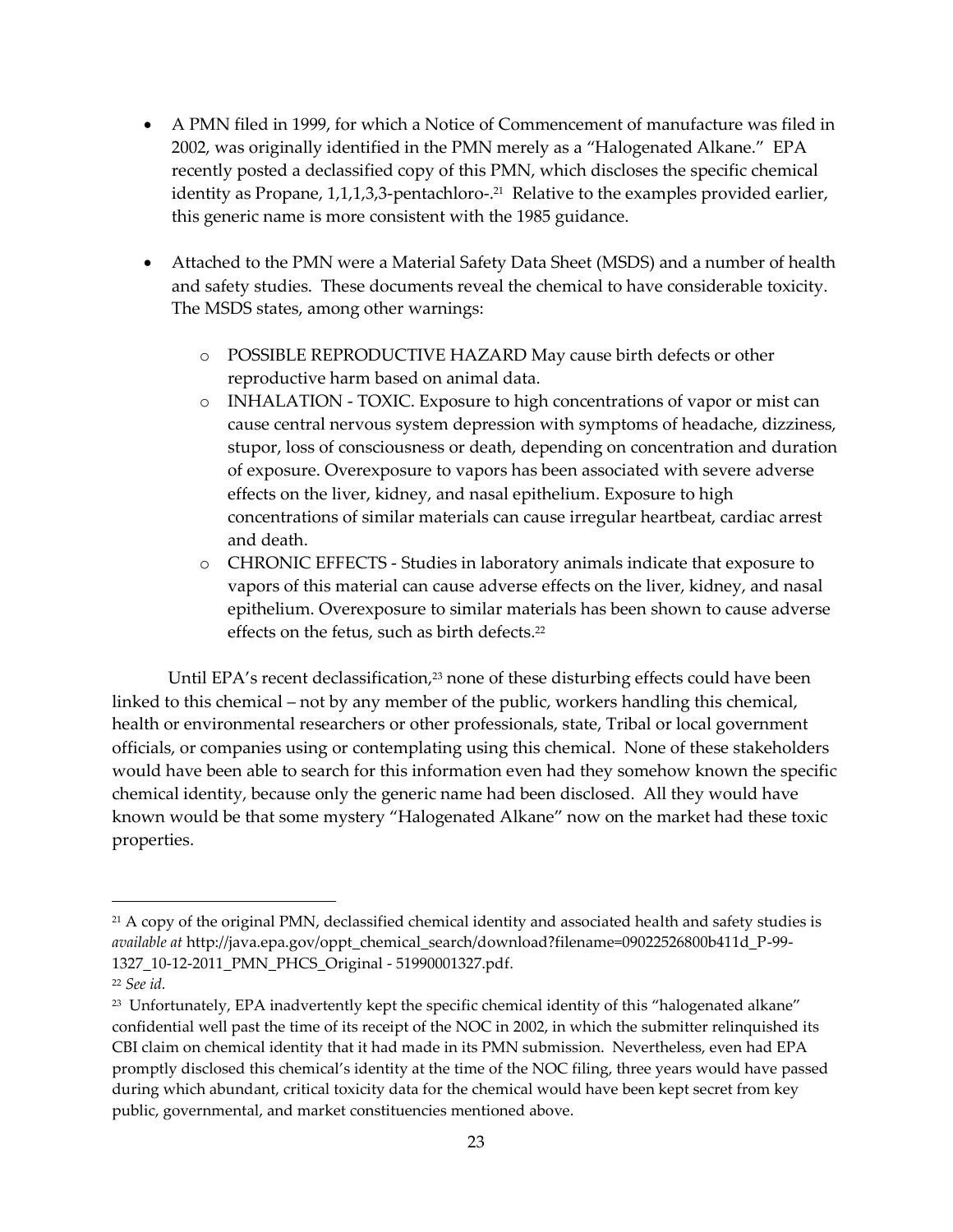- A PMN filed in 1999, for which a Notice of Commencement of manufacture was filed in 2002, was originally identified in the PMN merely as a "Halogenated Alkane." EPA recently posted a declassified copy of this PMN, which discloses the specific chemical identity as Propane, 1,1,1,3,3-pentachloro-.[21] Relative to the examples provided earlier, this generic name is more consistent with the 1985 guidance.

- Attached to the PMN were a Material Safety Data Sheet (MSDS) and a number of health and safety studies. These documents reveal the chemical to have considerable toxicity. The MSDS states, among other warnings:

    - POSSIBLE REPRODUCTIVE HAZARD May cause birth defects or other reproductive harm based on animal data.
    - INHALATION - TOXIC. Exposure to high concentrations of vapor or mist can cause central nervous system depression with symptoms of headache, dizziness, stupor, loss of consciousness or death, depending on concentration and duration of exposure. Overexposure to vapors has been associated with severe adverse effects on the liver, kidney, and nasal epithelium. Exposure to high concentrations of similar materials can cause irregular heartbeat, cardiac arrest and death.
    - CHRONIC EFFECTS - Studies in laboratory animals indicate that exposure to vapors of this material can cause adverse effects on the liver, kidney, and nasal epithelium. Overexposure to similar materials has been shown to cause adverse effects on the fetus, such as birth defects.[22]

Until EPA's recent declassification,[23] none of these disturbing effects could have been linked to this chemical – not by any member of the public, workers handling this chemical, health or environmental researchers or other professionals, state, Tribal or local government officials, or companies using or contemplating using this chemical. None of these stakeholders would have been able to search for this information even had they somehow known the specific chemical identity, because only the generic name had been disclosed. All they would have known would be that some mystery "Halogenated Alkane" now on the market had these toxic properties.

---

[21] A copy of the original PMN, declassified chemical identity and associated health and safety studies is *available at* http://java.epa.gov/oppt_chemical_search/download?filename=09022526800b411d_P-99-1327_10-12-2011_PMN_PHCS_Original - 51990001327.pdf.

[22] *See id.*

[23] Unfortunately, EPA inadvertently kept the specific chemical identity of this "halogenated alkane" confidential well past the time of its receipt of the NOC in 2002, in which the submitter relinquished its CBI claim on chemical identity that it had made in its PMN submission. Nevertheless, even had EPA promptly disclosed this chemical's identity at the time of the NOC filing, three years would have passed during which abundant, critical toxicity data for the chemical would have been kept secret from key public, governmental, and market constituencies mentioned above.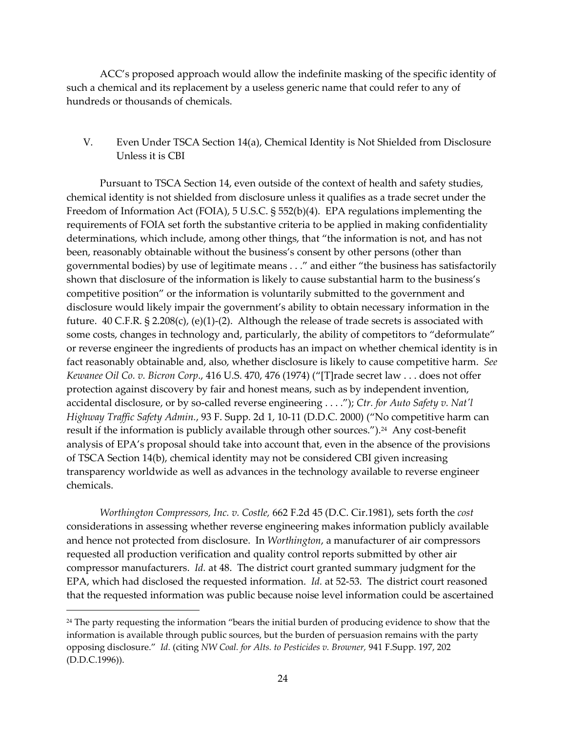ACC's proposed approach would allow the indefinite masking of the specific identity of such a chemical and its replacement by a useless generic name that could refer to any of hundreds or thousands of chemicals.

## V. Even Under TSCA Section 14(a), Chemical Identity is Not Shielded from Disclosure Unless it is CBI

Pursuant to TSCA Section 14, even outside of the context of health and safety studies, chemical identity is not shielded from disclosure unless it qualifies as a trade secret under the Freedom of Information Act (FOIA), 5 U.S.C. § 552(b)(4). EPA regulations implementing the requirements of FOIA set forth the substantive criteria to be applied in making confidentiality determinations, which include, among other things, that "the information is not, and has not been, reasonably obtainable without the business's consent by other persons (other than governmental bodies) by use of legitimate means . . ." and either "the business has satisfactorily shown that disclosure of the information is likely to cause substantial harm to the business's competitive position" or the information is voluntarily submitted to the government and disclosure would likely impair the government's ability to obtain necessary information in the future. 40 C.F.R. § 2.208(c), (e)(1)-(2). Although the release of trade secrets is associated with some costs, changes in technology and, particularly, the ability of competitors to "deformulate" or reverse engineer the ingredients of products has an impact on whether chemical identity is in fact reasonably obtainable and, also, whether disclosure is likely to cause competitive harm. *See Kewanee Oil Co. v. Bicron Corp*., 416 U.S. 470, 476 (1974) ("[T]rade secret law . . . does not offer protection against discovery by fair and honest means, such as by independent invention, accidental disclosure, or by so-called reverse engineering . . . ."); *Ctr. for Auto Safety v. Nat'l Highway Traffic Safety Admin.*, 93 F. Supp. 2d 1, 10-11 (D.D.C. 2000) ("No competitive harm can result if the information is publicly available through other sources.").[24] Any cost-benefit analysis of EPA's proposal should take into account that, even in the absence of the provisions of TSCA Section 14(b), chemical identity may not be considered CBI given increasing transparency worldwide as well as advances in the technology available to reverse engineer chemicals.

*Worthington Compressors, Inc. v. Costle,* 662 F.2d 45 (D.C. Cir.1981), sets forth the *cost* considerations in assessing whether reverse engineering makes information publicly available and hence not protected from disclosure. In *Worthington*, a manufacturer of air compressors requested all production verification and quality control reports submitted by other air compressor manufacturers. *Id.* at 48. The district court granted summary judgment for the EPA, which had disclosed the requested information. *Id.* at 52-53. The district court reasoned that the requested information was public because noise level information could be ascertained

---

[24] The party requesting the information "bears the initial burden of producing evidence to show that the information is available through public sources, but the burden of persuasion remains with the party opposing disclosure." *Id.* (citing *NW Coal. for Alts. to Pesticides v. Browner,* 941 F.Supp. 197, 202 (D.D.C.1996)).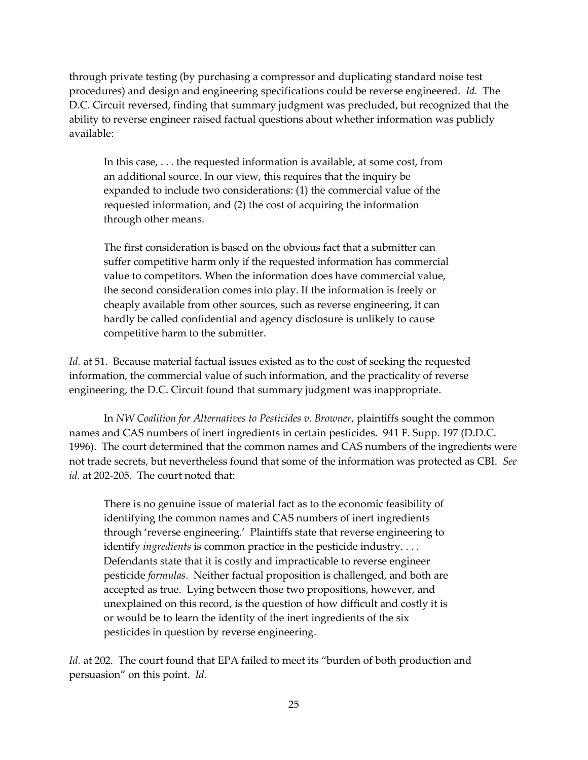through private testing (by purchasing a compressor and duplicating standard noise test procedures) and design and engineering specifications could be reverse engineered. *Id.* The D.C. Circuit reversed, finding that summary judgment was precluded, but recognized that the ability to reverse engineer raised factual questions about whether information was publicly available:

> In this case, . . . the requested information is available, at some cost, from an additional source. In our view, this requires that the inquiry be expanded to include two considerations: (1) the commercial value of the requested information, and (2) the cost of acquiring the information through other means.
>
> The first consideration is based on the obvious fact that a submitter can suffer competitive harm only if the requested information has commercial value to competitors. When the information does have commercial value, the second consideration comes into play. If the information is freely or cheaply available from other sources, such as reverse engineering, it can hardly be called confidential and agency disclosure is unlikely to cause competitive harm to the submitter.

*Id.* at 51. Because material factual issues existed as to the cost of seeking the requested information, the commercial value of such information, and the practicality of reverse engineering, the D.C. Circuit found that summary judgment was inappropriate.

In *NW Coalition for Alternatives to Pesticides v. Browner*, plaintiffs sought the common names and CAS numbers of inert ingredients in certain pesticides. 941 F. Supp. 197 (D.D.C. 1996). The court determined that the common names and CAS numbers of the ingredients were not trade secrets, but nevertheless found that some of the information was protected as CBI. *See id.* at 202-205. The court noted that:

> There is no genuine issue of material fact as to the economic feasibility of identifying the common names and CAS numbers of inert ingredients through 'reverse engineering.' Plaintiffs state that reverse engineering to identify *ingredients* is common practice in the pesticide industry. . . . Defendants state that it is costly and impracticable to reverse engineer pesticide *formulas*. Neither factual proposition is challenged, and both are accepted as true. Lying between those two propositions, however, and unexplained on this record, is the question of how difficult and costly it is or would be to learn the identity of the inert ingredients of the six pesticides in question by reverse engineering.

*Id.* at 202. The court found that EPA failed to meet its "burden of both production and persuasion" on this point. *Id.*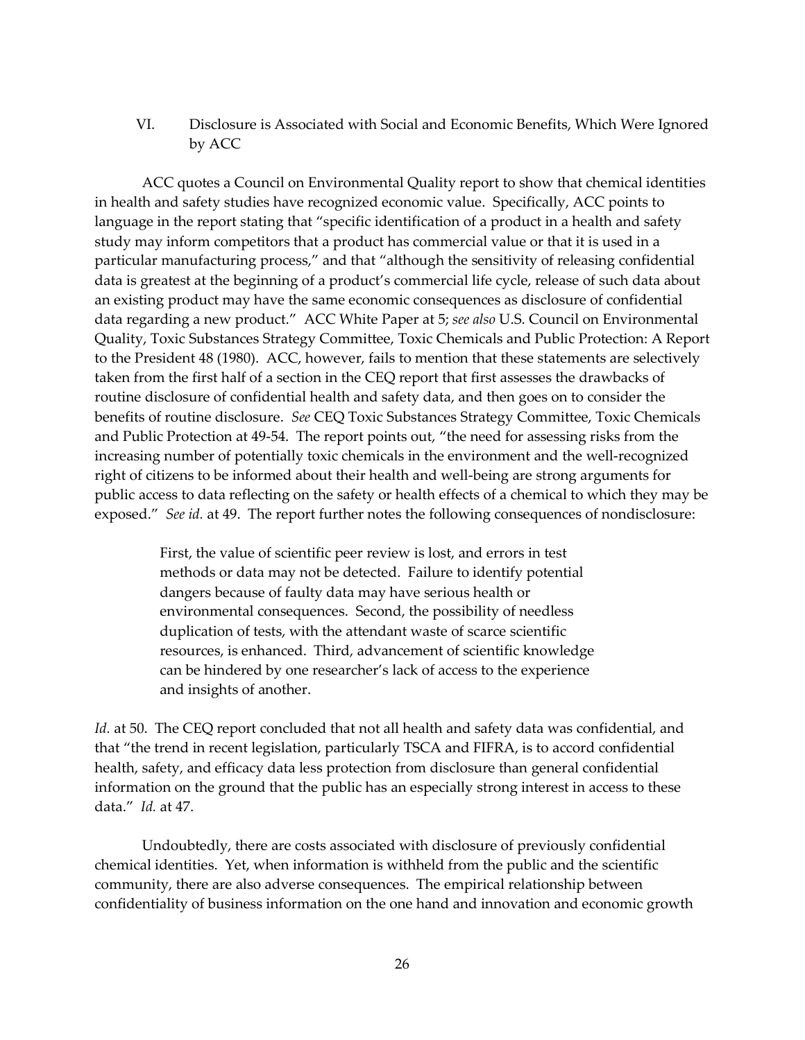## VI. Disclosure is Associated with Social and Economic Benefits, Which Were Ignored by ACC

ACC quotes a Council on Environmental Quality report to show that chemical identities in health and safety studies have recognized economic value. Specifically, ACC points to language in the report stating that "specific identification of a product in a health and safety study may inform competitors that a product has commercial value or that it is used in a particular manufacturing process," and that "although the sensitivity of releasing confidential data is greatest at the beginning of a product's commercial life cycle, release of such data about an existing product may have the same economic consequences as disclosure of confidential data regarding a new product." ACC White Paper at 5; *see also* U.S. Council on Environmental Quality, Toxic Substances Strategy Committee, Toxic Chemicals and Public Protection: A Report to the President 48 (1980). ACC, however, fails to mention that these statements are selectively taken from the first half of a section in the CEQ report that first assesses the drawbacks of routine disclosure of confidential health and safety data, and then goes on to consider the benefits of routine disclosure. *See* CEQ Toxic Substances Strategy Committee, Toxic Chemicals and Public Protection at 49-54. The report points out, "the need for assessing risks from the increasing number of potentially toxic chemicals in the environment and the well-recognized right of citizens to be informed about their health and well-being are strong arguments for public access to data reflecting on the safety or health effects of a chemical to which they may be exposed." *See id.* at 49. The report further notes the following consequences of nondisclosure:

> First, the value of scientific peer review is lost, and errors in test methods or data may not be detected. Failure to identify potential dangers because of faulty data may have serious health or environmental consequences. Second, the possibility of needless duplication of tests, with the attendant waste of scarce scientific resources, is enhanced. Third, advancement of scientific knowledge can be hindered by one researcher's lack of access to the experience and insights of another.

*Id.* at 50. The CEQ report concluded that not all health and safety data was confidential, and that "the trend in recent legislation, particularly TSCA and FIFRA, is to accord confidential health, safety, and efficacy data less protection from disclosure than general confidential information on the ground that the public has an especially strong interest in access to these data." *Id.* at 47.

Undoubtedly, there are costs associated with disclosure of previously confidential chemical identities. Yet, when information is withheld from the public and the scientific community, there are also adverse consequences. The empirical relationship between confidentiality of business information on the one hand and innovation and economic growth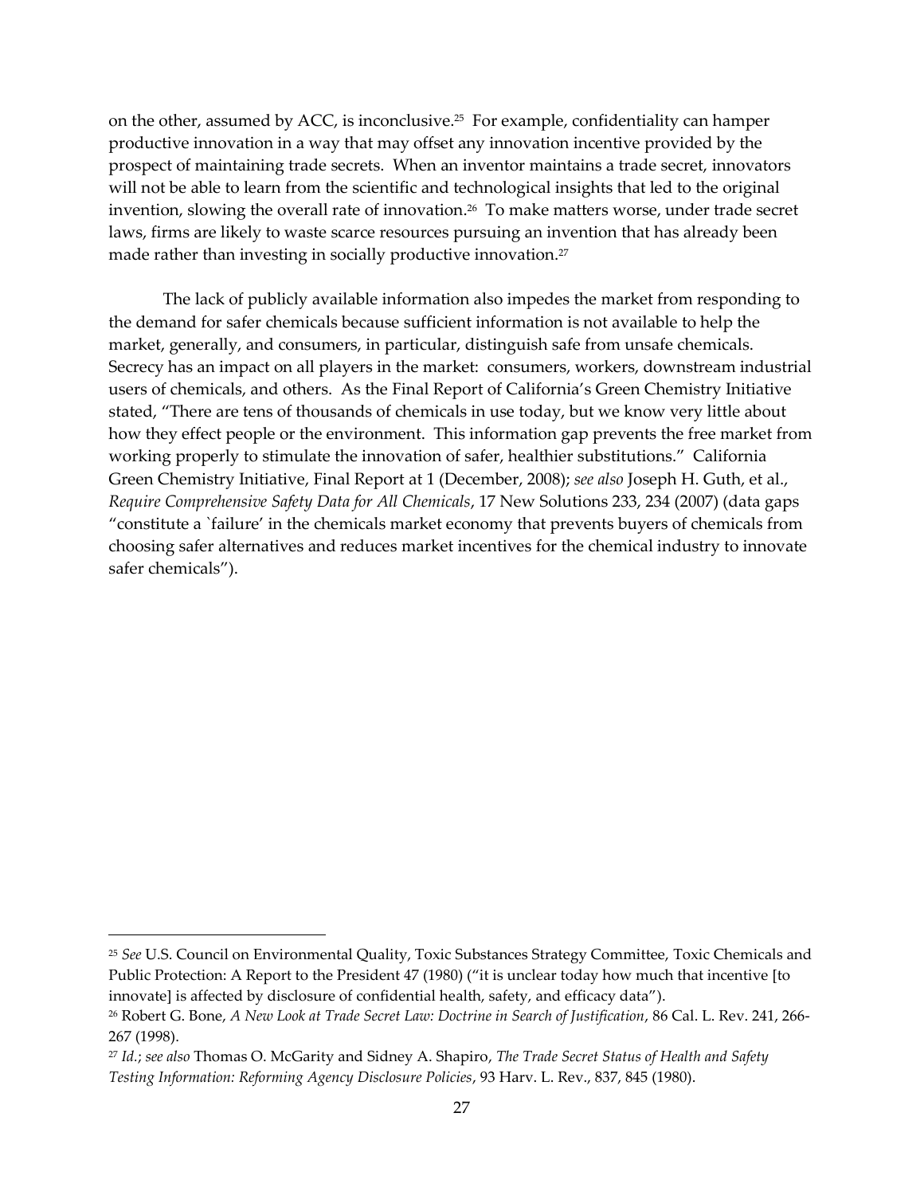on the other, assumed by ACC, is inconclusive.[25] For example, confidentiality can hamper productive innovation in a way that may offset any innovation incentive provided by the prospect of maintaining trade secrets. When an inventor maintains a trade secret, innovators will not be able to learn from the scientific and technological insights that led to the original invention, slowing the overall rate of innovation.[26] To make matters worse, under trade secret laws, firms are likely to waste scarce resources pursuing an invention that has already been made rather than investing in socially productive innovation.[27]

The lack of publicly available information also impedes the market from responding to the demand for safer chemicals because sufficient information is not available to help the market, generally, and consumers, in particular, distinguish safe from unsafe chemicals. Secrecy has an impact on all players in the market: consumers, workers, downstream industrial users of chemicals, and others. As the Final Report of California's Green Chemistry Initiative stated, "There are tens of thousands of chemicals in use today, but we know very little about how they effect people or the environment. This information gap prevents the free market from working properly to stimulate the innovation of safer, healthier substitutions." California Green Chemistry Initiative, Final Report at 1 (December, 2008); *see also* Joseph H. Guth, et al., *Require Comprehensive Safety Data for All Chemicals*, 17 New Solutions 233, 234 (2007) (data gaps "constitute a `failure' in the chemicals market economy that prevents buyers of chemicals from choosing safer alternatives and reduces market incentives for the chemical industry to innovate safer chemicals").

---

[25] *See* U.S. Council on Environmental Quality, Toxic Substances Strategy Committee, Toxic Chemicals and Public Protection: A Report to the President 47 (1980) ("it is unclear today how much that incentive [to innovate] is affected by disclosure of confidential health, safety, and efficacy data").

[26] Robert G. Bone, *A New Look at Trade Secret Law: Doctrine in Search of Justification*, 86 Cal. L. Rev. 241, 266-267 (1998).

[27] *Id.*; *see also* Thomas O. McGarity and Sidney A. Shapiro, *The Trade Secret Status of Health and Safety Testing Information: Reforming Agency Disclosure Policies*, 93 Harv. L. Rev., 837, 845 (1980).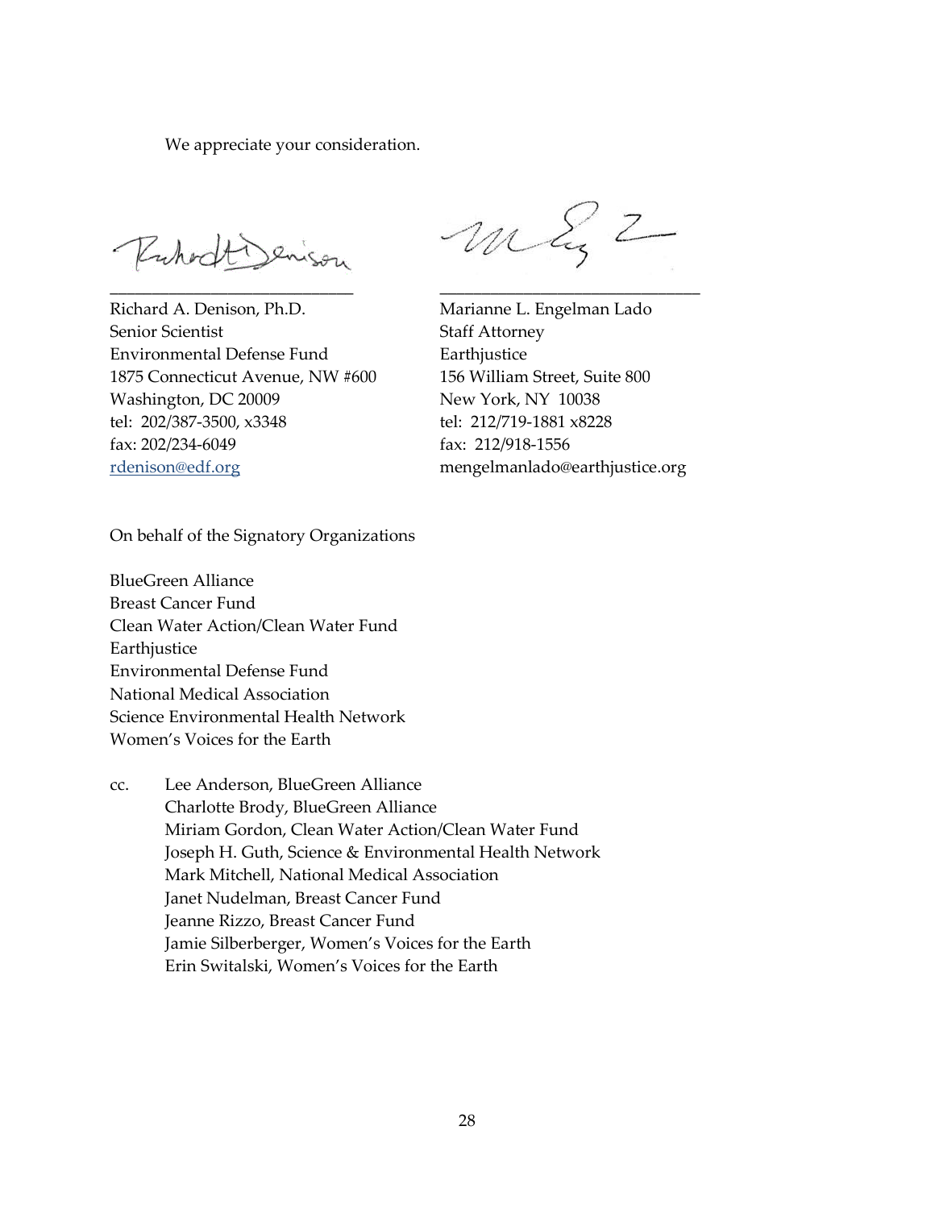We appreciate your consideration.

Richard A. Denison, Ph.D.
Senior Scientist
Environmental Defense Fund
1875 Connecticut Avenue, NW #600
Washington, DC 20009
tel: 202/387-3500, x3348
fax: 202/234-6049
rdenison@edf.org

Marianne L. Engelman Lado
Staff Attorney
Earthjustice
156 William Street, Suite 800
New York, NY 10038
tel: 212/719-1881 x8228
fax: 212/918-1556
mengelmanlado@earthjustice.org

On behalf of the Signatory Organizations

BlueGreen Alliance
Breast Cancer Fund
Clean Water Action/Clean Water Fund
Earthjustice
Environmental Defense Fund
National Medical Association
Science Environmental Health Network
Women's Voices for the Earth

cc. Lee Anderson, BlueGreen Alliance
Charlotte Brody, BlueGreen Alliance
Miriam Gordon, Clean Water Action/Clean Water Fund
Joseph H. Guth, Science & Environmental Health Network
Mark Mitchell, National Medical Association
Janet Nudelman, Breast Cancer Fund
Jeanne Rizzo, Breast Cancer Fund
Jamie Silberberger, Women's Voices for the Earth
Erin Switalski, Women's Voices for the Earth